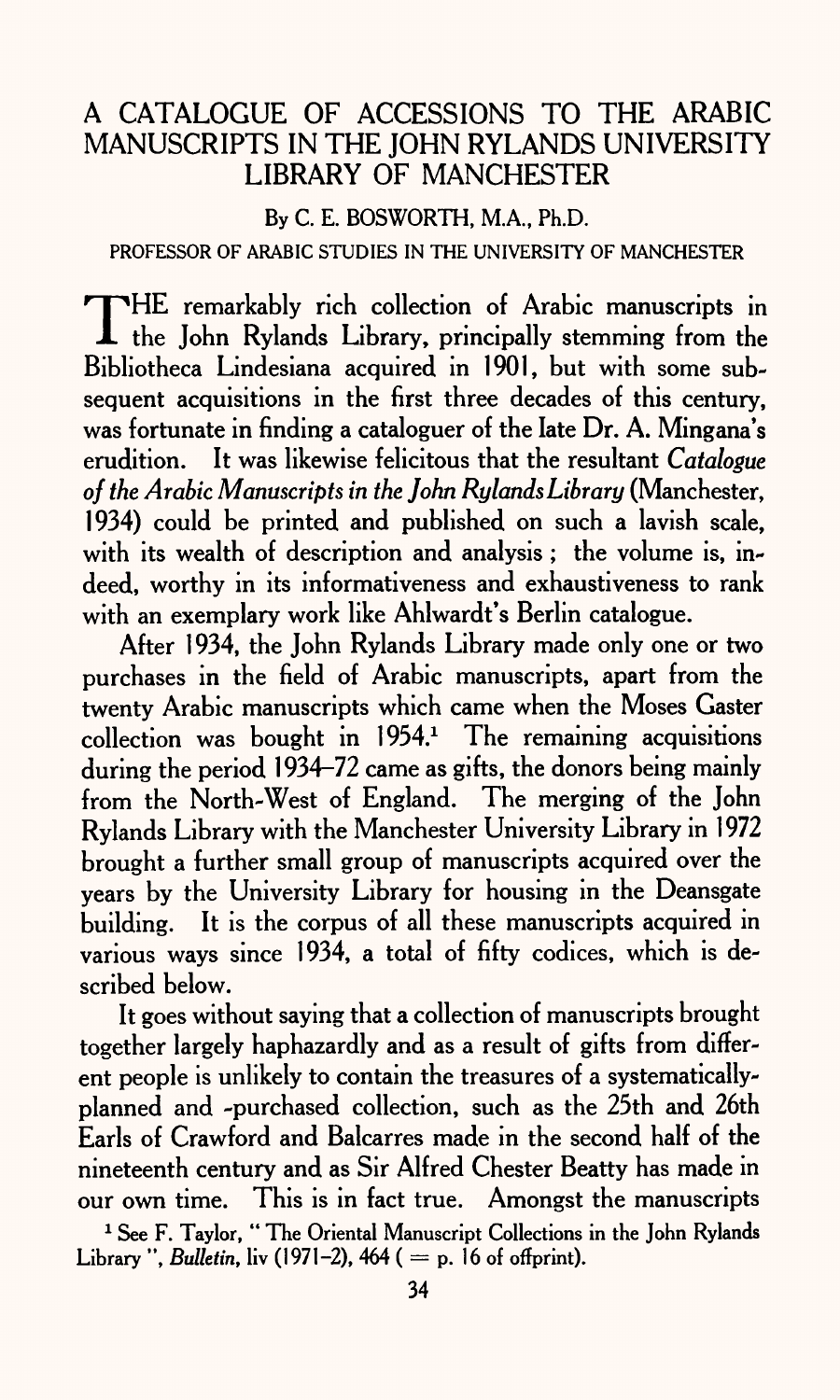# A CATALOGUE OF ACCESSIONS TO THE ARABIC MANUSCRIPTS IN THE JOHN RYLANDS UNIVERSITY LIBRARY OF MANCHESTER

By C. E. BOSWORTH, M.A., Ph.D.

PROFESSOR OF ARABIC STUDIES IN THE UNIVERSITY OF MANCHESTER

THE remarkably rich collection of Arabic manuscripts in the John Rylands Library, principally stemming from the Bibliotheca Lindesiana acquired in 1901, but with some subsequent acquisitions in the first three decades of this century, was fortunate in finding a cataloguer of the late Dr. A. Mingana's erudition. It was likewise felicitous that the resultant *Catalogue of the Arabic Manuscripts in the John Rylands Library* (Manchester, 1934) could be printed and published on such a lavish scale, with its wealth of description and analysis; the volume is, indeed, worthy in its informativeness and exhaustiveness to rank with an exemplary work like Ahlwardt's Berlin catalogue.

After 1934, the John Rylands Library made only one or two purchases in the field of Arabic manuscripts, apart from the twenty Arabic manuscripts which came when the Moses Gaster collection was bought in 1954.[1] The remaining acquisitions during the period 1934–72 came as gifts, the donors being mainly from the North-West of England. The merging of the John Rylands Library with the Manchester University Library in 1972 brought a further small group of manuscripts acquired over the years by the University Library for housing in the Deansgate building. It is the corpus of all these manuscripts acquired in various ways since 1934, a total of fifty codices, which is described below.

It goes without saying that a collection of manuscripts brought together largely haphazardly and as a result of gifts from different people is unlikely to contain the treasures of a systematically-planned and -purchased collection, such as the 25th and 26th Earls of Crawford and Balcarres made in the second half of the nineteenth century and as Sir Alfred Chester Beatty has made in our own time. This is in fact true. Amongst the manuscripts

[1] See F. Taylor, " The Oriental Manuscript Collections in the John Rylands Library ", *Bulletin*, liv (1971–2), 464 ( = p. 16 of offprint).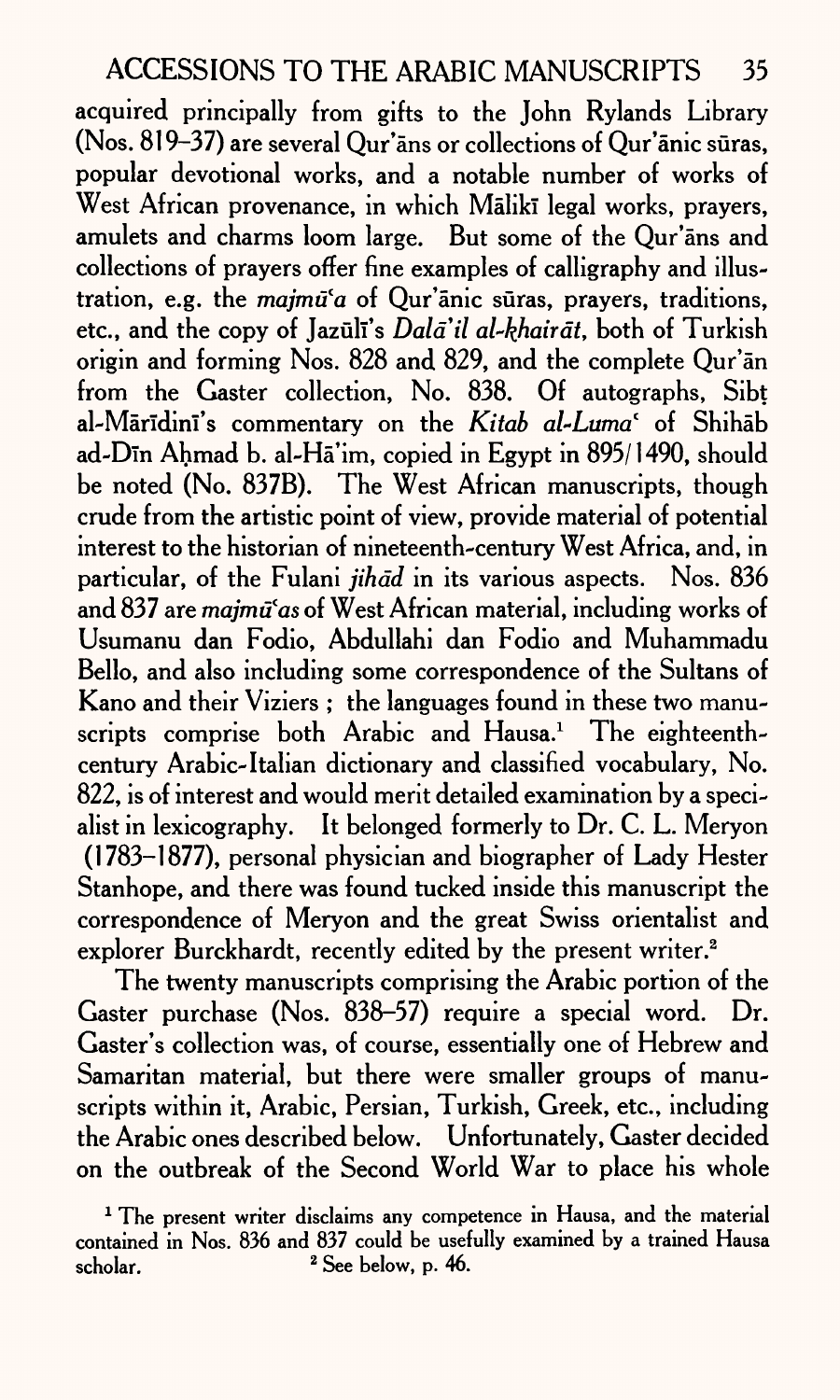acquired principally from gifts to the John Rylands Library (Nos. 819–37) are several Qur'āns or collections of Qur'ānic sūras, popular devotional works, and a notable number of works of West African provenance, in which Mālikī legal works, prayers, amulets and charms loom large. But some of the Qur'āns and collections of prayers offer fine examples of calligraphy and illustration, e.g. the *majmūʿa* of Qur'ānic sūras, prayers, traditions, etc., and the copy of Jazūlī's *Dalā'il al-khairāt*, both of Turkish origin and forming Nos. 828 and 829, and the complete Qur'ān from the Gaster collection, No. 838. Of autographs, Sibṭ al-Mārīdinī's commentary on the *Kitab al-Lumaʿ* of Shihāb ad-Dīn Aḥmad b. al-Hā'im, copied in Egypt in 895/1490, should be noted (No. 837B). The West African manuscripts, though crude from the artistic point of view, provide material of potential interest to the historian of nineteenth-century West Africa, and, in particular, of the Fulani *jihād* in its various aspects. Nos. 836 and 837 are *majmūʿas* of West African material, including works of Usumanu dan Fodio, Abdullahi dan Fodio and Muhammadu Bello, and also including some correspondence of the Sultans of Kano and their Viziers ; the languages found in these two manuscripts comprise both Arabic and Hausa.[1] The eighteenth-century Arabic-Italian dictionary and classified vocabulary, No. 822, is of interest and would merit detailed examination by a specialist in lexicography. It belonged formerly to Dr. C. L. Meryon (1783–1877), personal physician and biographer of Lady Hester Stanhope, and there was found tucked inside this manuscript the correspondence of Meryon and the great Swiss orientalist and explorer Burckhardt, recently edited by the present writer.[2]

The twenty manuscripts comprising the Arabic portion of the Gaster purchase (Nos. 838–57) require a special word. Dr. Gaster's collection was, of course, essentially one of Hebrew and Samaritan material, but there were smaller groups of manuscripts within it, Arabic, Persian, Turkish, Greek, etc., including the Arabic ones described below. Unfortunately, Gaster decided on the outbreak of the Second World War to place his whole

[1] The present writer disclaims any competence in Hausa, and the material contained in Nos. 836 and 837 could be usefully examined by a trained Hausa scholar.

[2] See below, p. 46.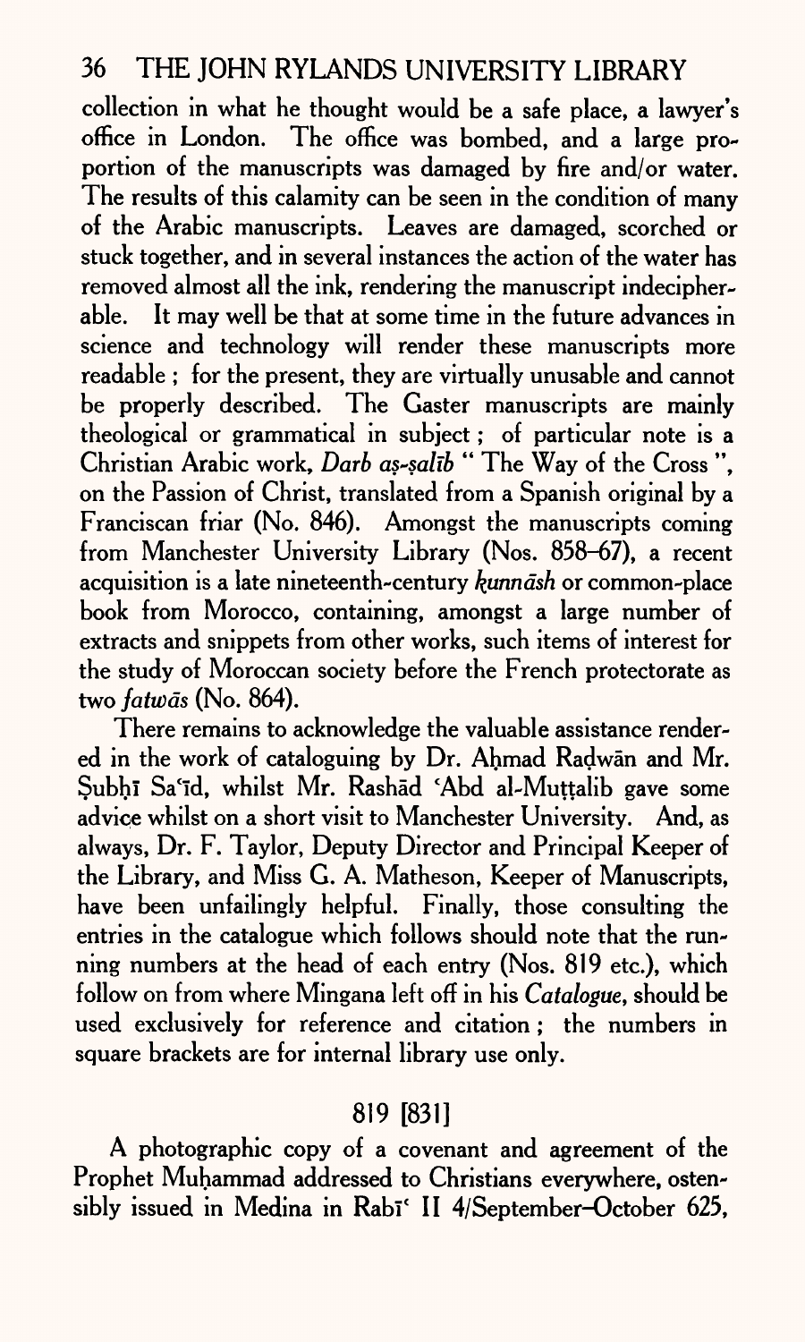collection in what he thought would be a safe place, a lawyer's office in London. The office was bombed, and a large proportion of the manuscripts was damaged by fire and/or water. The results of this calamity can be seen in the condition of many of the Arabic manuscripts. Leaves are damaged, scorched or stuck together, and in several instances the action of the water has removed almost all the ink, rendering the manuscript indecipherable. It may well be that at some time in the future advances in science and technology will render these manuscripts more readable ; for the present, they are virtually unusable and cannot be properly described. The Gaster manuscripts are mainly theological or grammatical in subject ; of particular note is a Christian Arabic work, *Darb aṣ-ṣalīb* " The Way of the Cross ", on the Passion of Christ, translated from a Spanish original by a Franciscan friar (No. 846). Amongst the manuscripts coming from Manchester University Library (Nos. 858–67), a recent acquisition is a late nineteenth-century *ḳunnāsh* or common-place book from Morocco, containing, amongst a large number of extracts and snippets from other works, such items of interest for the study of Moroccan society before the French protectorate as two *fatwās* (No. 864).

There remains to acknowledge the valuable assistance rendered in the work of cataloguing by Dr. Aḥmad Raḍwān and Mr. Ṣubḥī Saʿīd, whilst Mr. Rashād ʿAbd al-Muṭṭalib gave some advice whilst on a short visit to Manchester University. And, as always, Dr. F. Taylor, Deputy Director and Principal Keeper of the Library, and Miss G. A. Matheson, Keeper of Manuscripts, have been unfailingly helpful. Finally, those consulting the entries in the catalogue which follows should note that the running numbers at the head of each entry (Nos. 819 etc.), which follow on from where Mingana left off in his *Catalogue*, should be used exclusively for reference and citation ; the numbers in square brackets are for internal library use only.

## 819 [831]

A photographic copy of a covenant and agreement of the Prophet Muḥammad addressed to Christians everywhere, ostensibly issued in Medina in Rabīʿ II 4/September–October 625,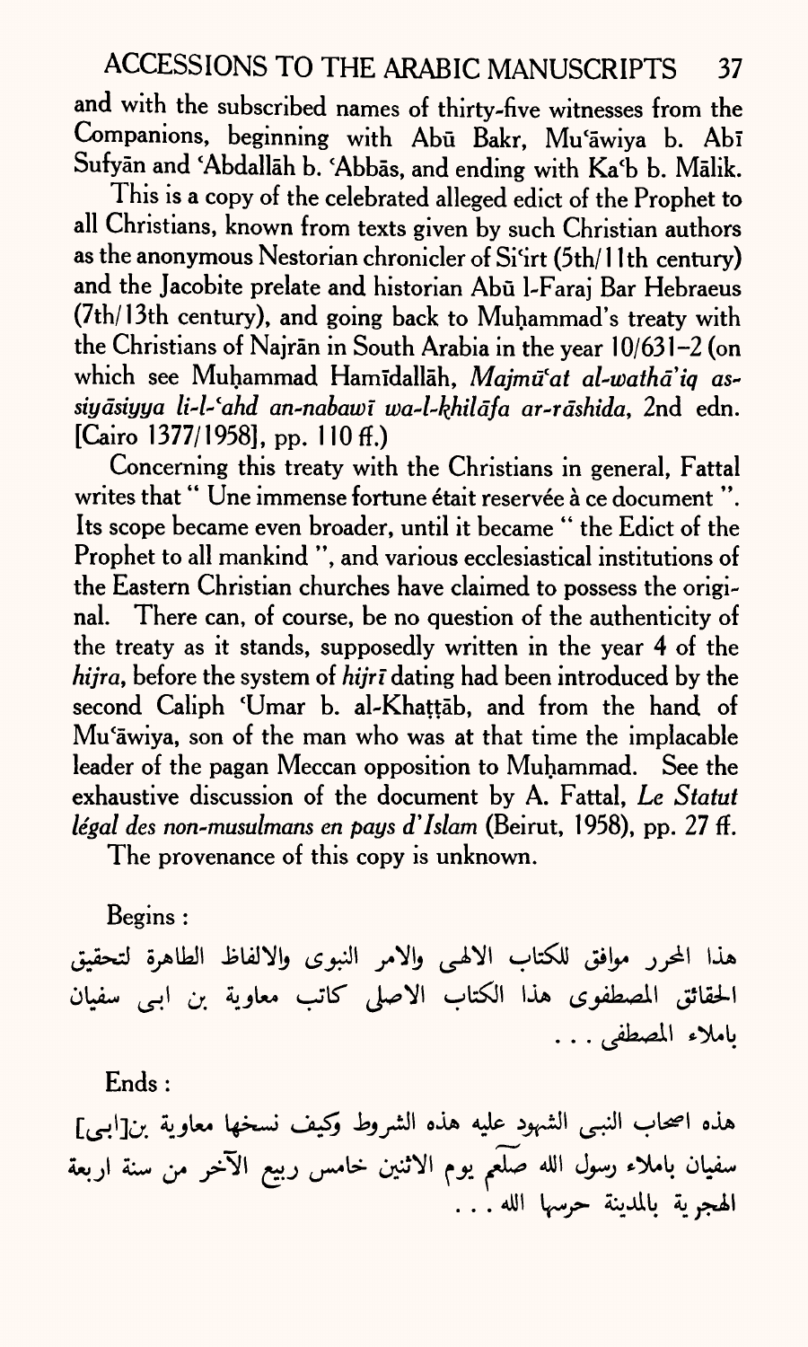and with the subscribed names of thirty-five witnesses from the Companions, beginning with Abū Bakr, Muʿāwiya b. Abī Sufyān and ʿAbdallāh b. ʿAbbās, and ending with Kaʿb b. Mālik.

This is a copy of the celebrated alleged edict of the Prophet to all Christians, known from texts given by such Christian authors as the anonymous Nestorian chronicler of Siʿirt (5th/11th century) and the Jacobite prelate and historian Abū l-Faraj Bar Hebraeus (7th/13th century), and going back to Muḥammad's treaty with the Christians of Najrān in South Arabia in the year 10/631–2 (on which see Muḥammad Hamīdallāh, *Majmūʿat al-wathāʾiq as-siyāsiyya li-l-ʿahd an-nabawī wa-l-khilāfa ar-rāshida*, 2nd edn. [Cairo 1377/1958], pp. 110 ff.)

Concerning this treaty with the Christians in general, Fattal writes that " Une immense fortune était reservée à ce document ". Its scope became even broader, until it became " the Edict of the Prophet to all mankind ", and various ecclesiastical institutions of the Eastern Christian churches have claimed to possess the original. There can, of course, be no question of the authenticity of the treaty as it stands, supposedly written in the year 4 of the *hijra*, before the system of *hijrī* dating had been introduced by the second Caliph ʿUmar b. al-Khaṭṭāb, and from the hand of Muʿāwiya, son of the man who was at that time the implacable leader of the pagan Meccan opposition to Muḥammad. See the exhaustive discussion of the document by A. Fattal, *Le Statut légal des non-musulmans en pays d'Islam* (Beirut, 1958), pp. 27 ff.

The provenance of this copy is unknown.

Begins :

هذا المحرر موافق للكتاب الالهى والامر النبوى والالفاظ الطاهرة لتحقيق الحقائق المصطفوى هذا الكتاب الاصلى كاتب معاوية بن ابى سفيان باملاء المصطفى . . .

Ends :

هذه اصحاب النبى الشهود عليه هذه الشروط وكيف نسخها معاوية بن[ابى] سفيان باملاء رسول الله صلعم يوم الاثنين خامس ربيع الآخر من سنة اربعة الهجرية بالمدينة حرسها الله . . .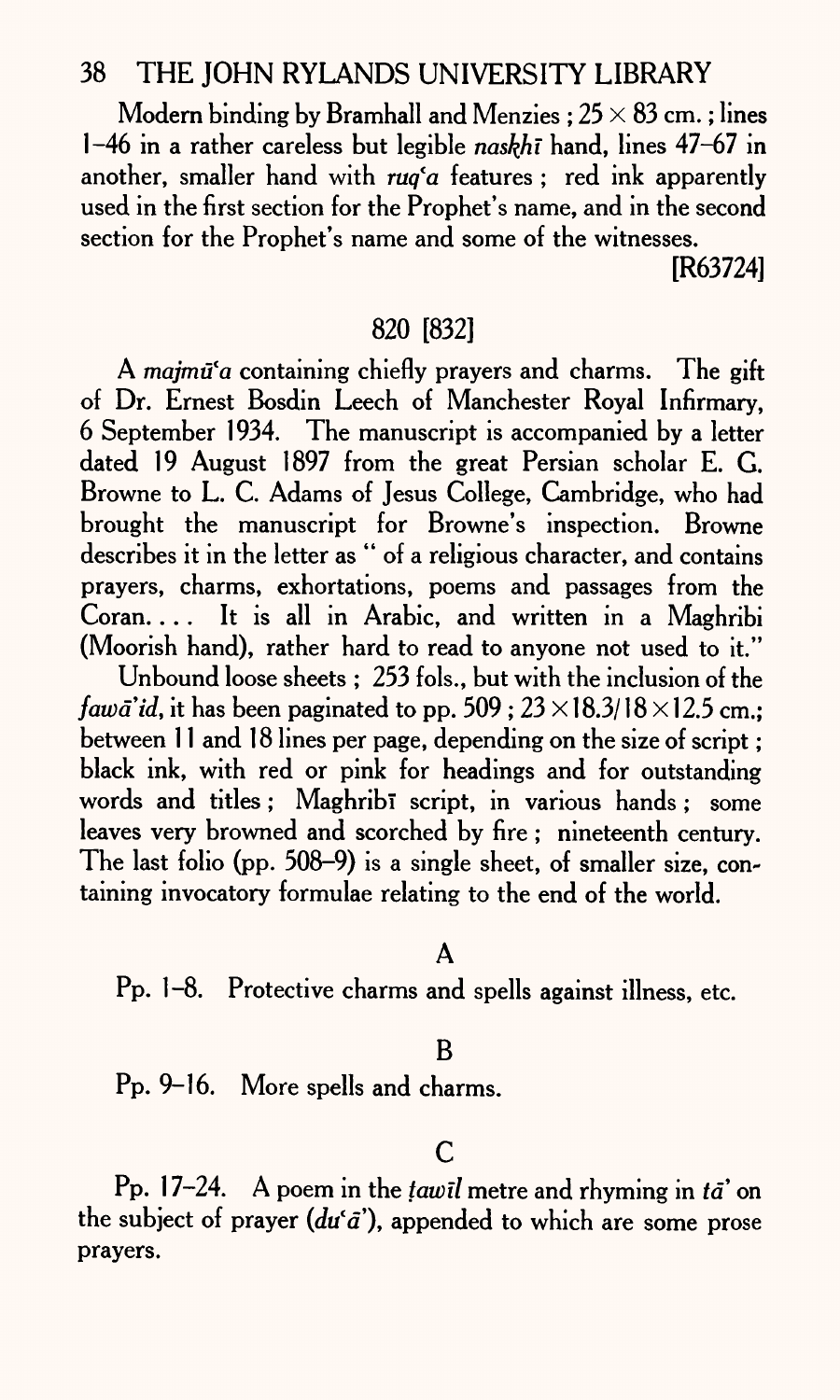Modern binding by Bramhall and Menzies ; 25 × 83 cm. ; lines 1–46 in a rather careless but legible *naskhī* hand, lines 47–67 in another, smaller hand with *ruqʿa* features ; red ink apparently used in the first section for the Prophet's name, and in the second section for the Prophet's name and some of the witnesses.

[R63724]

## 820 [832]

A *majmūʿa* containing chiefly prayers and charms. The gift of Dr. Ernest Bosdin Leech of Manchester Royal Infirmary, 6 September 1934. The manuscript is accompanied by a letter dated 19 August 1897 from the great Persian scholar E. G. Browne to L. C. Adams of Jesus College, Cambridge, who had brought the manuscript for Browne's inspection. Browne describes it in the letter as " of a religious character, and contains prayers, charms, exhortations, poems and passages from the Coran.... It is all in Arabic, and written in a Maghribi (Moorish hand), rather hard to read to anyone not used to it."

Unbound loose sheets ; 253 fols., but with the inclusion of the *fawāʾid*, it has been paginated to pp. 509 ; 23 × 18.3/18 × 12.5 cm.; between 11 and 18 lines per page, depending on the size of script ; black ink, with red or pink for headings and for outstanding words and titles ; Maghribī script, in various hands ; some leaves very browned and scorched by fire ; nineteenth century. The last folio (pp. 508–9) is a single sheet, of smaller size, containing invocatory formulae relating to the end of the world.

### A

Pp. 1–8. Protective charms and spells against illness, etc.

### B

Pp. 9–16. More spells and charms.

### C

Pp. 17–24. A poem in the *ṭawīl* metre and rhyming in *tāʾ* on the subject of prayer (*duʿāʾ*), appended to which are some prose prayers.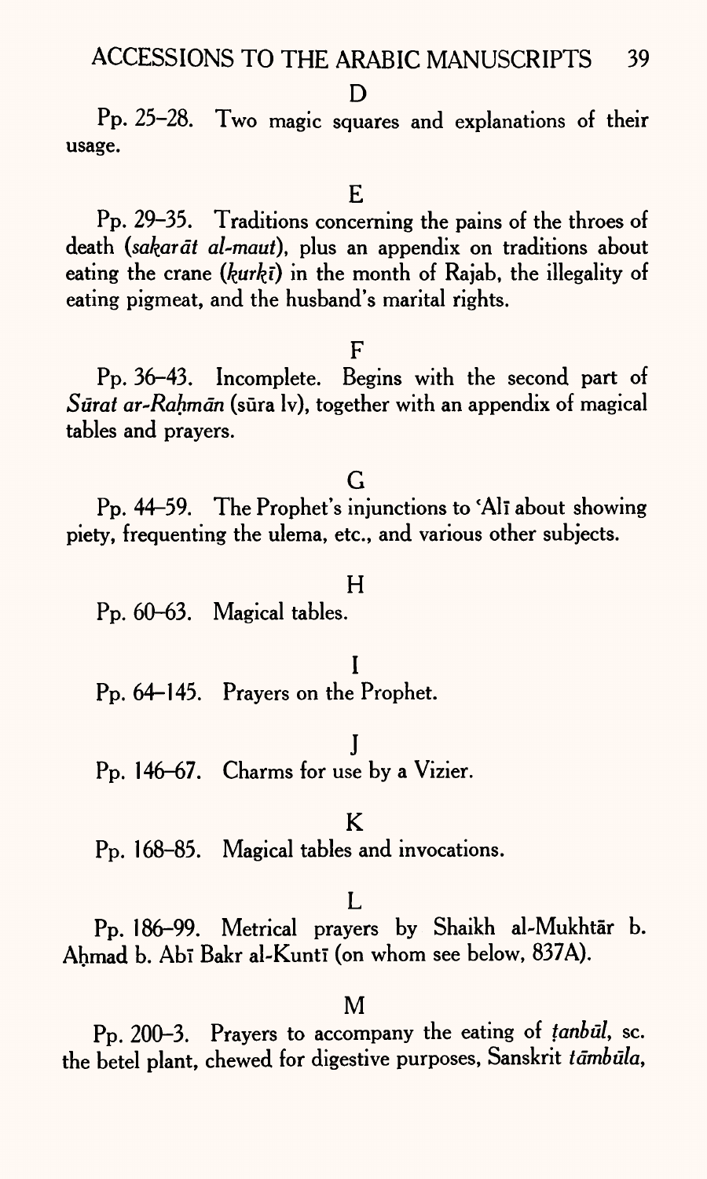D

Pp. 25–28. Two magic squares and explanations of their usage.

E

Pp. 29–35. Traditions concerning the pains of the throes of death (*sakarāt al-maut*), plus an appendix on traditions about eating the crane (*kurkī*) in the month of Rajab, the illegality of eating pigmeat, and the husband's marital rights.

F

Pp. 36–43. Incomplete. Begins with the second part of *Sūrat ar-Raḥmān* (sūra lv), together with an appendix of magical tables and prayers.

G

Pp. 44–59. The Prophet's injunctions to ʿAlī about showing piety, frequenting the ulema, etc., and various other subjects.

H

Pp. 60–63. Magical tables.

I

Pp. 64–145. Prayers on the Prophet.

J

Pp. 146–67. Charms for use by a Vizier.

K

Pp. 168–85. Magical tables and invocations.

L

Pp. 186–99. Metrical prayers by Shaikh al-Mukhtār b. Aḥmad b. Abī Bakr al-Kuntī (on whom see below, 837A).

M

Pp. 200–3. Prayers to accompany the eating of *ṭanbūl*, sc. the betel plant, chewed for digestive purposes, Sanskrit *tāmbūla*,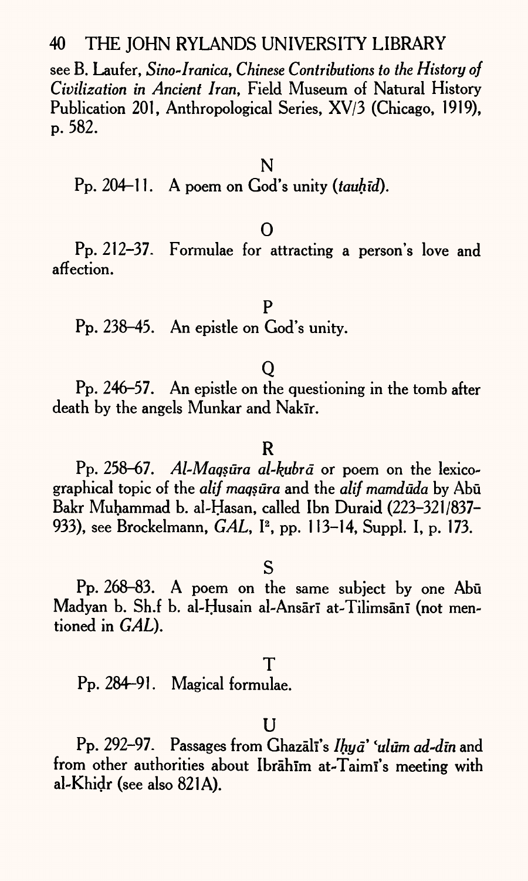see B. Laufer, *Sino-Iranica, Chinese Contributions to the History of Civilization in Ancient Iran*, Field Museum of Natural History Publication 201, Anthropological Series, XV/3 (Chicago, 1919), p. 582.

N

Pp. 204–11. A poem on God's unity (*tauḥīd*).

O

Pp. 212–37. Formulae for attracting a person's love and affection.

P

Pp. 238–45. An epistle on God's unity.

Q

Pp. 246–57. An epistle on the questioning in the tomb after death by the angels Munkar and Nakīr.

R

Pp. 258–67. *Al-Maqṣūra al-kubrā* or poem on the lexicographical topic of the *alif maqṣūra* and the *alif mamdūda* by Abū Bakr Muḥammad b. al-Ḥasan, called Ibn Duraid (223–321/837–933), see Brockelmann, *GAL*, I[2], pp. 113–14, Suppl. I, p. 173.

S

Pp. 268–83. A poem on the same subject by one Abū Madyan b. Sh.f b. al-Ḥusain al-Ansārī at-Tilimsānī (not mentioned in *GAL*).

T

Pp. 284–91. Magical formulae.

U

Pp. 292–97. Passages from Ghazālī's *Iḥyā' 'ulūm ad-dīn* and from other authorities about Ibrāhīm at-Taimī's meeting with al-Khiḍr (see also 821A).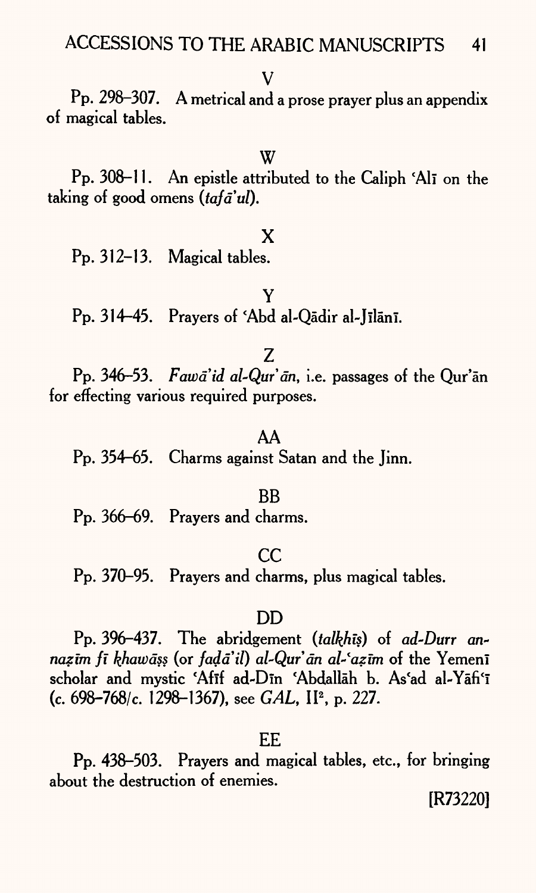V

Pp. 298–307. A metrical and a prose prayer plus an appendix of magical tables.

W

Pp. 308–11. An epistle attributed to the Caliph ʿAlī on the taking of good omens (*tafāʾul*).

X

Pp. 312–13. Magical tables.

Y

Pp. 314–45. Prayers of ʿAbd al-Qādir al-Jīlānī.

Z

Pp. 346–53. *Fawāʾid al-Qurʾān*, i.e. passages of the Qurʾān for effecting various required purposes.

AA

Pp. 354–65. Charms against Satan and the Jinn.

BB

Pp. 366–69. Prayers and charms.

CC

Pp. 370–95. Prayers and charms, plus magical tables.

DD

Pp. 396–437. The abridgement (*talkhīṣ*) of *ad-Durr an-naẓīm fī khawāṣṣ* (or *faḍāʾil*) *al-Qurʾān al-ʿaẓīm* of the Yemenī scholar and mystic ʿAfīf ad-Dīn ʿAbdallāh b. Asʿad al-Yāfiʿī (c. 698–768/c. 1298–1367), see *GAL*, II², p. 227.

EE

Pp. 438–503. Prayers and magical tables, etc., for bringing about the destruction of enemies.

[R73220]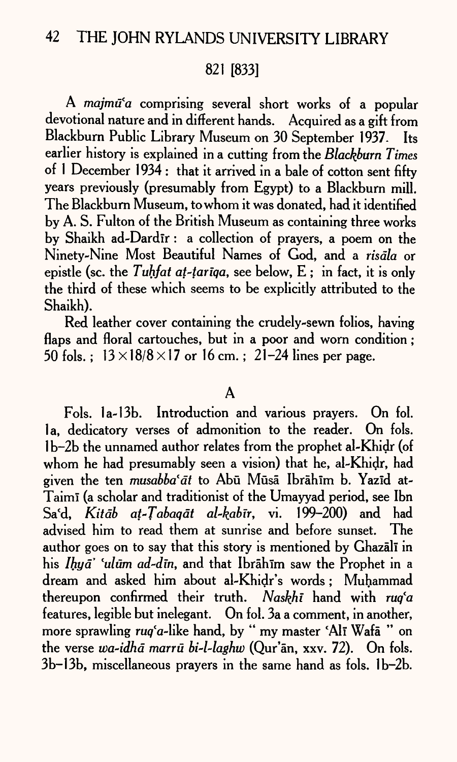## 821 [833]

A *majmūʿa* comprising several short works of a popular devotional nature and in different hands. Acquired as a gift from Blackburn Public Library Museum on 30 September 1937. Its earlier history is explained in a cutting from the *Blackburn Times* of 1 December 1934: that it arrived in a bale of cotton sent fifty years previously (presumably from Egypt) to a Blackburn mill. The Blackburn Museum, to whom it was donated, had it identified by A. S. Fulton of the British Museum as containing three works by Shaikh ad-Dardīr: a collection of prayers, a poem on the Ninety-Nine Most Beautiful Names of God, and a *risāla* or epistle (sc. the *Tuḥfat aṭ-ṭarīqa*, see below, E; in fact, it is only the third of these which seems to be explicitly attributed to the Shaikh).

Red leather cover containing the crudely-sewn folios, having flaps and floral cartouches, but in a poor and worn condition; 50 fols.; 13×18/8×17 or 16 cm.; 21–24 lines per page.

### A

Fols. 1a-13b. Introduction and various prayers. On fol. 1a, dedicatory verses of admonition to the reader. On fols. 1b–2b the unnamed author relates from the prophet al-Khiḍr (of whom he had presumably seen a vision) that he, al-Khiḍr, had given the ten *musabbaʿāt* to Abū Mūsā Ibrāhīm b. Yazīd at-Taimī (a scholar and traditionist of the Umayyad period, see Ibn Saʿd, *Kitāb aṭ-Ṭabaqāt al-kabīr*, vi. 199–200) and had advised him to read them at sunrise and before sunset. The author goes on to say that this story is mentioned by Ghazālī in his *Iḥyāʾ ʿulūm ad-dīn*, and that Ibrāhīm saw the Prophet in a dream and asked him about al-Khiḍr's words; Muḥammad thereupon confirmed their truth. *Naskhī* hand with *ruqʿa* features, legible but inelegant. On fol. 3a a comment, in another, more sprawling *ruqʿa*-like hand, by " my master ʿAlī Wafā " on the verse *wa-idhā marrū bi-l-laghw* (Qurʾān, xxv. 72). On fols. 3b–13b, miscellaneous prayers in the same hand as fols. 1b–2b.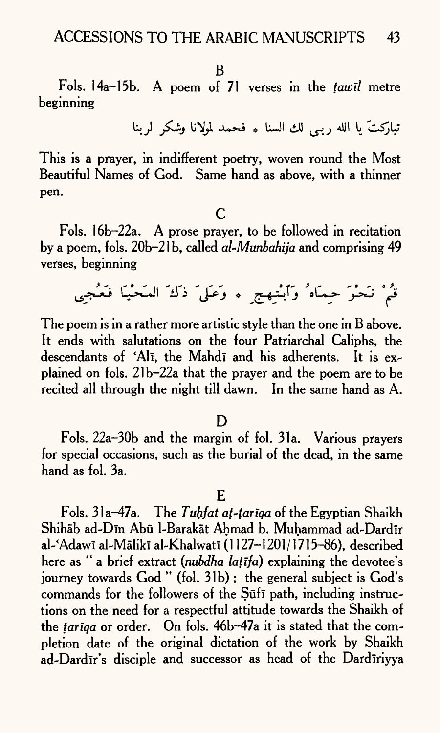B

Fols. 14a–15b. A poem of 71 verses in the *ṭawīl* metre beginning

تباركتَ يا الله ربى لك السنا * فحمد لمولانا وشكر لربنا

This is a prayer, in indifferent poetry, woven round the Most Beautiful Names of God. Same hand as above, with a thinner pen.

C

Fols. 16b–22a. A prose prayer, to be followed in recitation by a poem, fols. 20b–21b, called *al-Munbahija* and comprising 49 verses, beginning

قُمْ نَحْوَ حِمَاهُ وَٱبْتَهِجِ * وَعَلَىَ ذَٰكَ المَحْيَا فَعُجِى

The poem is in a rather more artistic style than the one in B above. It ends with salutations on the four Patriarchal Caliphs, the descendants of ʿAlī, the Mahdī and his adherents. It is explained on fols. 21b–22a that the prayer and the poem are to be recited all through the night till dawn. In the same hand as A.

D

Fols. 22a–30b and the margin of fol. 31a. Various prayers for special occasions, such as the burial of the dead, in the same hand as fol. 3a.

E

Fols. 31a–47a. The *Tuḥfat aṭ-ṭarīqa* of the Egyptian Shaikh Shihāb ad-Dīn Abū l-Barakāt Aḥmad b. Muḥammad ad-Dardīr al-ʿAdawī al-Mālikī al-Khalwatī (1127–1201/1715–86), described here as "a brief extract (*nubdha laṭīfa*) explaining the devotee's journey towards God" (fol. 31b); the general subject is God's commands for the followers of the Ṣūfī path, including instructions on the need for a respectful attitude towards the Shaikh of the *ṭarīqa* or order. On fols. 46b–47a it is stated that the completion date of the original dictation of the work by Shaikh ad-Dardīr's disciple and successor as head of the Dardīriyya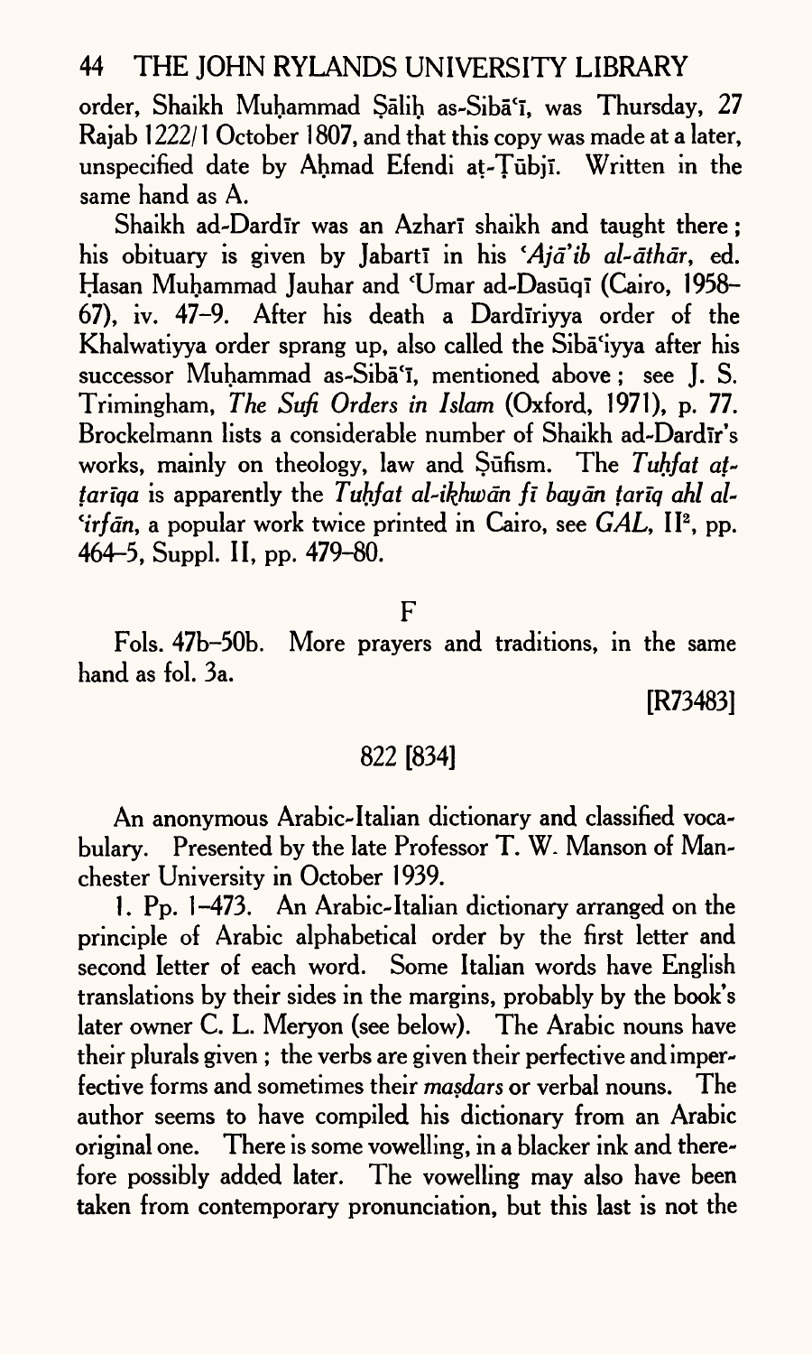order, Shaikh Muḥammad Ṣāliḥ as-Sibāʿī, was Thursday, 27 Rajab 1222/1 October 1807, and that this copy was made at a later, unspecified date by Aḥmad Efendi aṭ-Ṭūbjī. Written in the same hand as A.

Shaikh ad-Dardīr was an Azharī shaikh and taught there; his obituary is given by Jabartī in his *ʿAjāʾib al-āthār*, ed. Ḥasan Muḥammad Jauhar and ʿUmar ad-Dasūqī (Cairo, 1958–67), iv. 47–9. After his death a Dardīriyya order of the Khalwatiyya order sprang up, also called the Sibāʿiyya after his successor Muḥammad as-Sibāʿī, mentioned above; see J. S. Trimingham, *The Sufi Orders in Islam* (Oxford, 1971), p. 77. Brockelmann lists a considerable number of Shaikh ad-Dardīr's works, mainly on theology, law and Ṣūfism. The *Tuḥfat aṭ-ṭarīqa* is apparently the *Tuḥfat al-ikhwān fī bayān ṭarīq ahl al-ʿirfān*, a popular work twice printed in Cairo, see *GAL*, II², pp. 464–5, Suppl. II, pp. 479–80.

F

Fols. 47b–50b. More prayers and traditions, in the same hand as fol. 3a.

[R73483]

## 822 [834]

An anonymous Arabic-Italian dictionary and classified vocabulary. Presented by the late Professor T. W. Manson of Manchester University in October 1939.

1. Pp. 1–473. An Arabic-Italian dictionary arranged on the principle of Arabic alphabetical order by the first letter and second letter of each word. Some Italian words have English translations by their sides in the margins, probably by the book's later owner C. L. Meryon (see below). The Arabic nouns have their plurals given; the verbs are given their perfective and imperfective forms and sometimes their *maṣdars* or verbal nouns. The author seems to have compiled his dictionary from an Arabic original one. There is some vowelling, in a blacker ink and therefore possibly added later. The vowelling may also have been taken from contemporary pronunciation, but this last is not the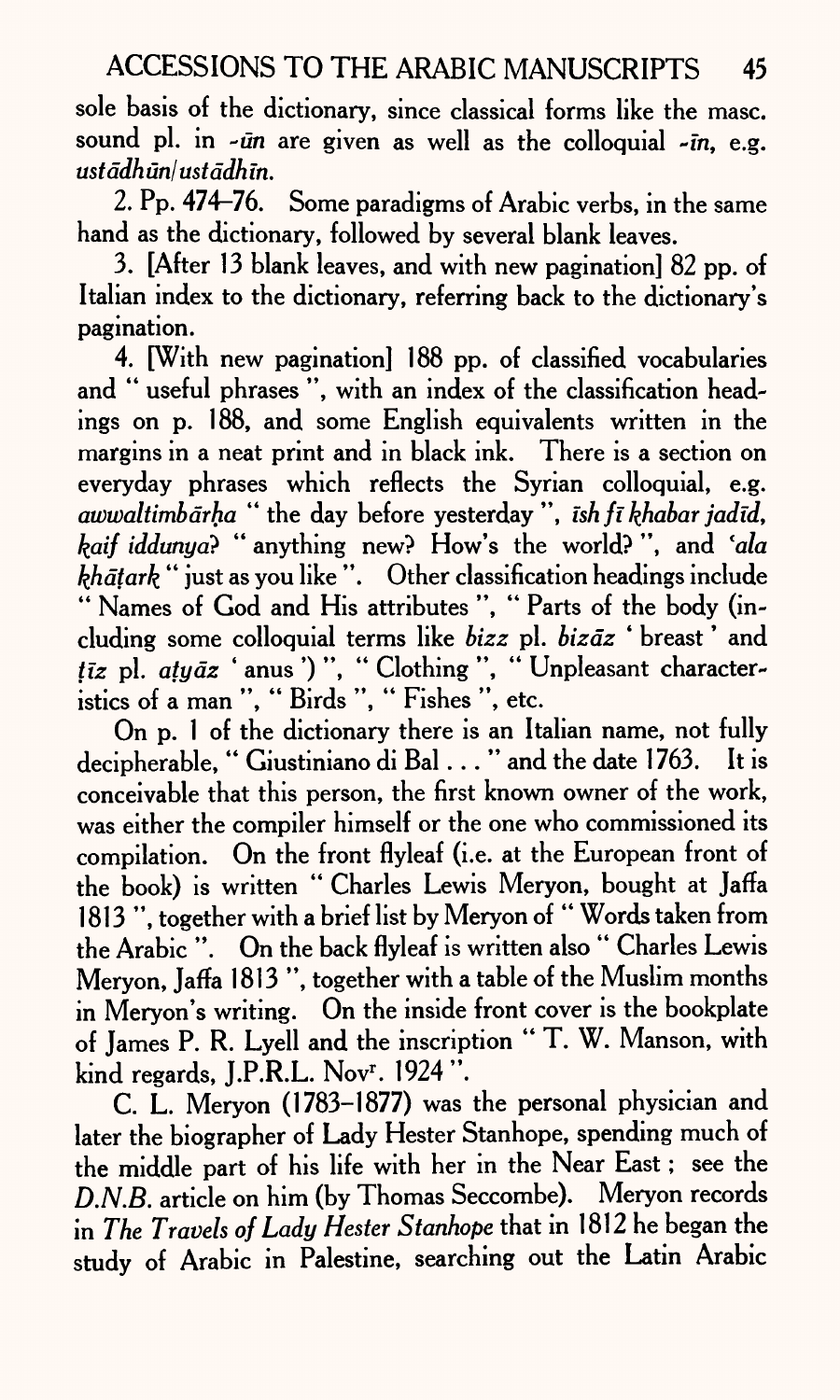sole basis of the dictionary, since classical forms like the masc. sound pl. in *-ūn* are given as well as the colloquial *-īn*, e.g. *ustādhūn/ustādhīn*.

2. Pp. 474–76. Some paradigms of Arabic verbs, in the same hand as the dictionary, followed by several blank leaves.

3. [After 13 blank leaves, and with new pagination] 82 pp. of Italian index to the dictionary, referring back to the dictionary's pagination.

4. [With new pagination] 188 pp. of classified vocabularies and "useful phrases", with an index of the classification headings on p. 188, and some English equivalents written in the margins in a neat print and in black ink. There is a section on everyday phrases which reflects the Syrian colloquial, e.g. *awwaltimbārḥa* "the day before yesterday", *īsh fī khabar jadīd, kaif iddunya*? "anything new? How's the world?", and *'ala khāṭark* "just as you like". Other classification headings include "Names of God and His attributes", "Parts of the body (including some colloquial terms like *bizz* pl. *bizāz* 'breast' and *ṭīz* pl. *aṭyāz* 'anus')", "Clothing", "Unpleasant characteristics of a man", "Birds", "Fishes", etc.

On p. 1 of the dictionary there is an Italian name, not fully decipherable, "Giustiniano di Bal . . ." and the date 1763. It is conceivable that this person, the first known owner of the work, was either the compiler himself or the one who commissioned its compilation. On the front flyleaf (i.e. at the European front of the book) is written "Charles Lewis Meryon, bought at Jaffa 1813", together with a brief list by Meryon of "Words taken from the Arabic". On the back flyleaf is written also "Charles Lewis Meryon, Jaffa 1813", together with a table of the Muslim months in Meryon's writing. On the inside front cover is the bookplate of James P. R. Lyell and the inscription "T. W. Manson, with kind regards, J.P.R.L. Nov^r. 1924".

C. L. Meryon (1783–1877) was the personal physician and later the biographer of Lady Hester Stanhope, spending much of the middle part of his life with her in the Near East; see the *D.N.B.* article on him (by Thomas Seccombe). Meryon records in *The Travels of Lady Hester Stanhope* that in 1812 he began the study of Arabic in Palestine, searching out the Latin Arabic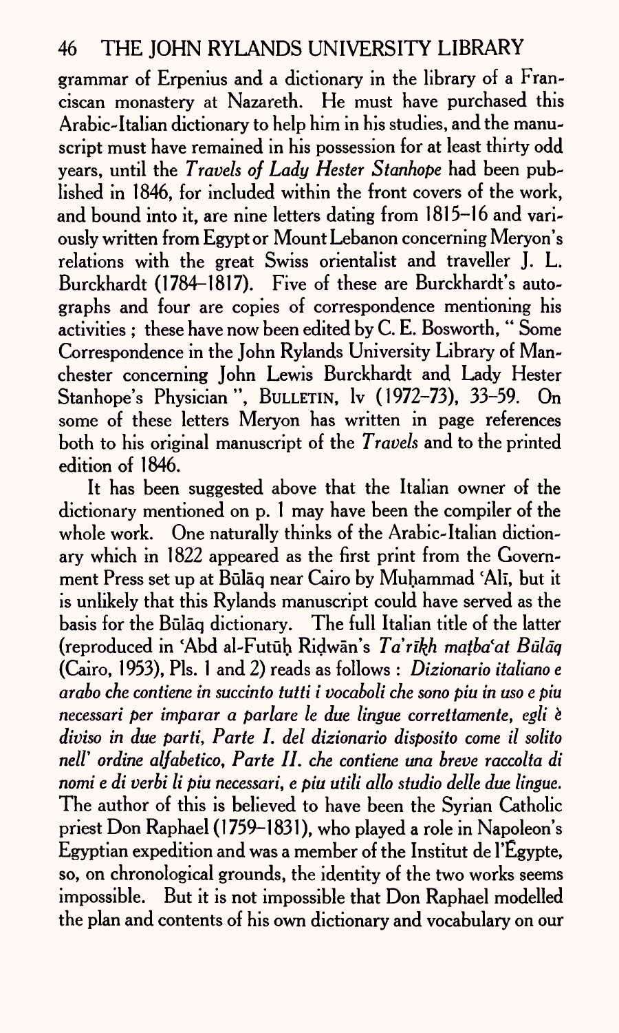grammar of Erpenius and a dictionary in the library of a Franciscan monastery at Nazareth. He must have purchased this Arabic-Italian dictionary to help him in his studies, and the manuscript must have remained in his possession for at least thirty odd years, until the *Travels of Lady Hester Stanhope* had been published in 1846, for included within the front covers of the work, and bound into it, are nine letters dating from 1815–16 and variously written from Egypt or Mount Lebanon concerning Meryon's relations with the great Swiss orientalist and traveller J. L. Burckhardt (1784–1817). Five of these are Burckhardt's autographs and four are copies of correspondence mentioning his activities ; these have now been edited by C. E. Bosworth, " Some Correspondence in the John Rylands University Library of Manchester concerning John Lewis Burckhardt and Lady Hester Stanhope's Physician ", BULLETIN, lv (1972–73), 33–59. On some of these letters Meryon has written in page references both to his original manuscript of the *Travels* and to the printed edition of 1846.

It has been suggested above that the Italian owner of the dictionary mentioned on p. 1 may have been the compiler of the whole work. One naturally thinks of the Arabic-Italian dictionary which in 1822 appeared as the first print from the Government Press set up at Būlāq near Cairo by Muḥammad ʿAlī, but it is unlikely that this Rylands manuscript could have served as the basis for the Būlāq dictionary. The full Italian title of the latter (reproduced in ʿAbd al-Futūḥ Riḍwān's *Taʾrīkh maṭbaʿat Būlāq* (Cairo, 1953), Pls. 1 and 2) reads as follows : *Dizionario italiano e arabo che contiene in succinto tutti i vocaboli che sono piu in uso e piu necessari per imparar a parlare le due lingue correttamente, egli è diviso in due parti, Parte I. del dizionario disposito come il solito nell' ordine alfabetico, Parte II. che contiene una breve raccolta di nomi e di verbi li piu necessari, e piu utili allo studio delle due lingue.* The author of this is believed to have been the Syrian Catholic priest Don Raphael (1759–1831), who played a role in Napoleon's Egyptian expedition and was a member of the Institut de l'Égypte, so, on chronological grounds, the identity of the two works seems impossible. But it is not impossible that Don Raphael modelled the plan and contents of his own dictionary and vocabulary on our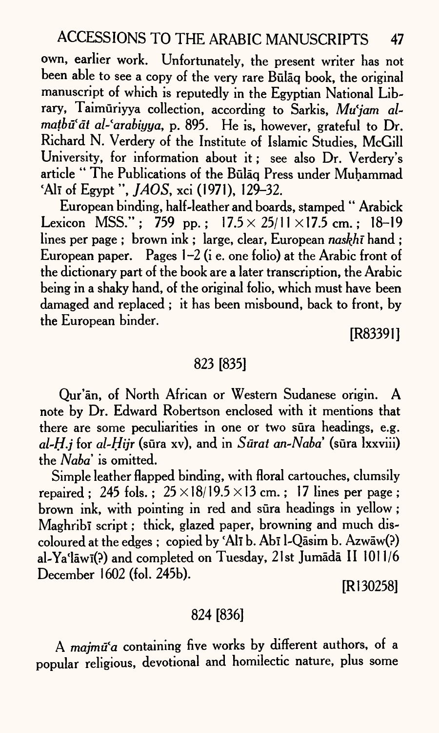own, earlier work. Unfortunately, the present writer has not been able to see a copy of the very rare Būlāq book, the original manuscript of which is reputedly in the Egyptian National Library, Taimūriyya collection, according to Sarkis, *Muʿjam al-maṭbūʿāt al-ʿarabiyya*, p. 895. He is, however, grateful to Dr. Richard N. Verdery of the Institute of Islamic Studies, McGill University, for information about it; see also Dr. Verdery's article "The Publications of the Būlāq Press under Muḥammad ʿAlī of Egypt", *JAOS*, xci (1971), 129–32.

European binding, half-leather and boards, stamped "Arabick Lexicon MSS."; 759 pp.; 17.5 × 25/11 × 17.5 cm.; 18–19 lines per page; brown ink; large, clear, European *naskhī* hand; European paper. Pages 1–2 (i e. one folio) at the Arabic front of the dictionary part of the book are a later transcription, the Arabic being in a shaky hand, of the original folio, which must have been damaged and replaced; it has been misbound, back to front, by the European binder.

[R83391]

## 823 [835]

Qur'ān, of North African or Western Sudanese origin. A note by Dr. Edward Robertson enclosed with it mentions that there are some peculiarities in one or two sūra headings, e.g. *al-Ḥ.j* for *al-Ḥijr* (sūra xv), and in *Sūrat an-Naba'* (sūra lxxviii) the *Naba'* is omitted.

Simple leather flapped binding, with floral cartouches, clumsily repaired; 245 fols.; 25 × 18/19.5 × 13 cm.; 17 lines per page; brown ink, with pointing in red and sūra headings in yellow; Maghribī script; thick, glazed paper, browning and much discoloured at the edges; copied by ʿAlī b. Abī l-Qāsim b. Azwāw(?) al-Yaʿlāwī(?) and completed on Tuesday, 21st Jumādā II 1011/6 December 1602 (fol. 245b).

[R130258]

## 824 [836]

A *majmūʿa* containing five works by different authors, of a popular religious, devotional and homilectic nature, plus some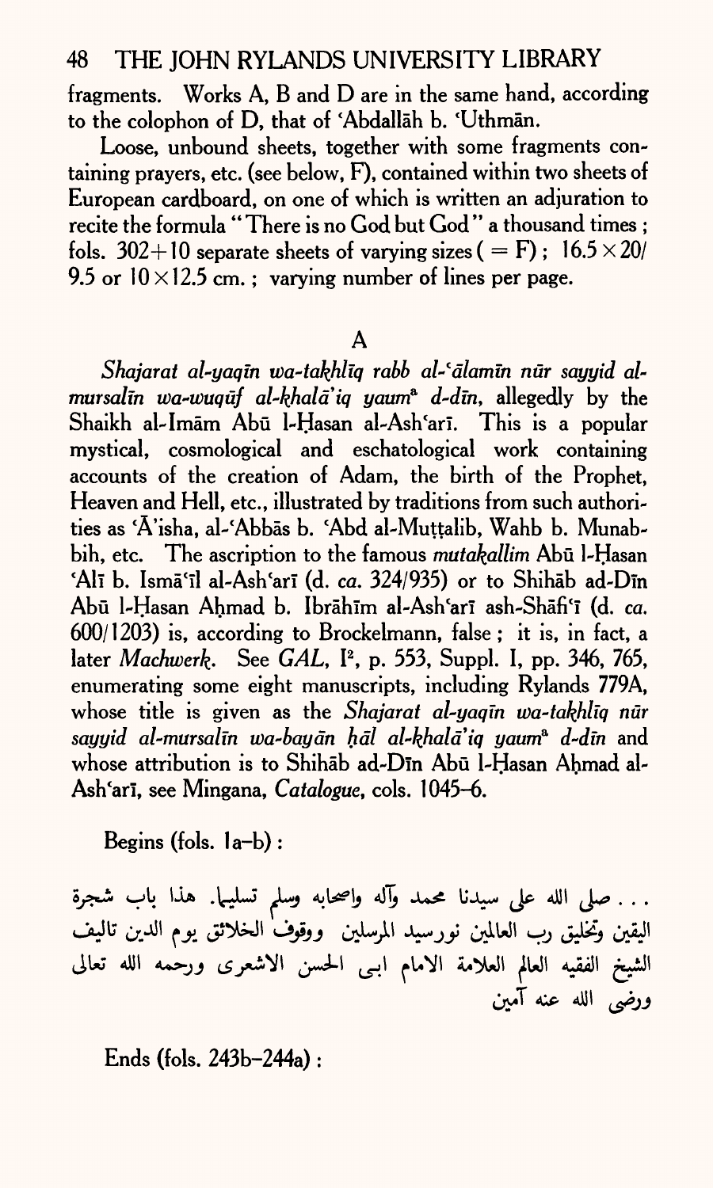fragments. Works A, B and D are in the same hand, according to the colophon of D, that of ʿAbdallāh b. ʿUthmān.

Loose, unbound sheets, together with some fragments containing prayers, etc. (see below, F), contained within two sheets of European cardboard, on one of which is written an adjuration to recite the formula "There is no God but God" a thousand times; fols. 302+10 separate sheets of varying sizes (= F); 16.5×20/9.5 or 10×12.5 cm.; varying number of lines per page.

## A

*Shajarat al-yaqīn wa-takhlīq rabb al-ʿālamīn nūr sayyid al-mursalīn wa-wuqūf al-khalāʾiq yaum[a] d-dīn*, allegedly by the Shaikh al-Imām Abū l-Ḥasan al-Ashʿarī. This is a popular mystical, cosmological and eschatological work containing accounts of the creation of Adam, the birth of the Prophet, Heaven and Hell, etc., illustrated by traditions from such authorities as ʿĀʾisha, al-ʿAbbās b. ʿAbd al-Muṭṭalib, Wahb b. Munabbih, etc. The ascription to the famous *mutakallim* Abū l-Ḥasan ʿAlī b. Ismāʿīl al-Ashʿarī (d. *ca.* 324/935) or to Shihāb ad-Dīn Abū l-Ḥasan Aḥmad b. Ibrāhīm al-Ashʿarī ash-Shāfiʿī (d. *ca.* 600/1203) is, according to Brockelmann, false; it is, in fact, a later *Machwerk*. See *GAL*, I², p. 553, Suppl. I, pp. 346, 765, enumerating some eight manuscripts, including Rylands 779A, whose title is given as the *Shajarat al-yaqīn wa-takhlīq nūr sayyid al-mursalīn wa-bayān ḥāl al-khalāʾiq yaum[a] d-dīn* and whose attribution is to Shihāb ad-Dīn Abū l-Ḥasan Aḥmad al-Ashʿarī, see Mingana, *Catalogue*, cols. 1045–6.

Begins (fols. 1a–b):

. . . صلى الله على سيدنا محمد وآله واصحابه وسلم تسليما. هذا باب شجرة اليقين وتخليق رب العالمين نورسيد المرسلين ووقوف الخلائق يوم الدين تاليف الشيخ الفقيه العالم العلامة الامام ابى الحسن الاشعرى ورحمه الله تعالى ورضى الله عنه آمين

Ends (fols. 243b–244a):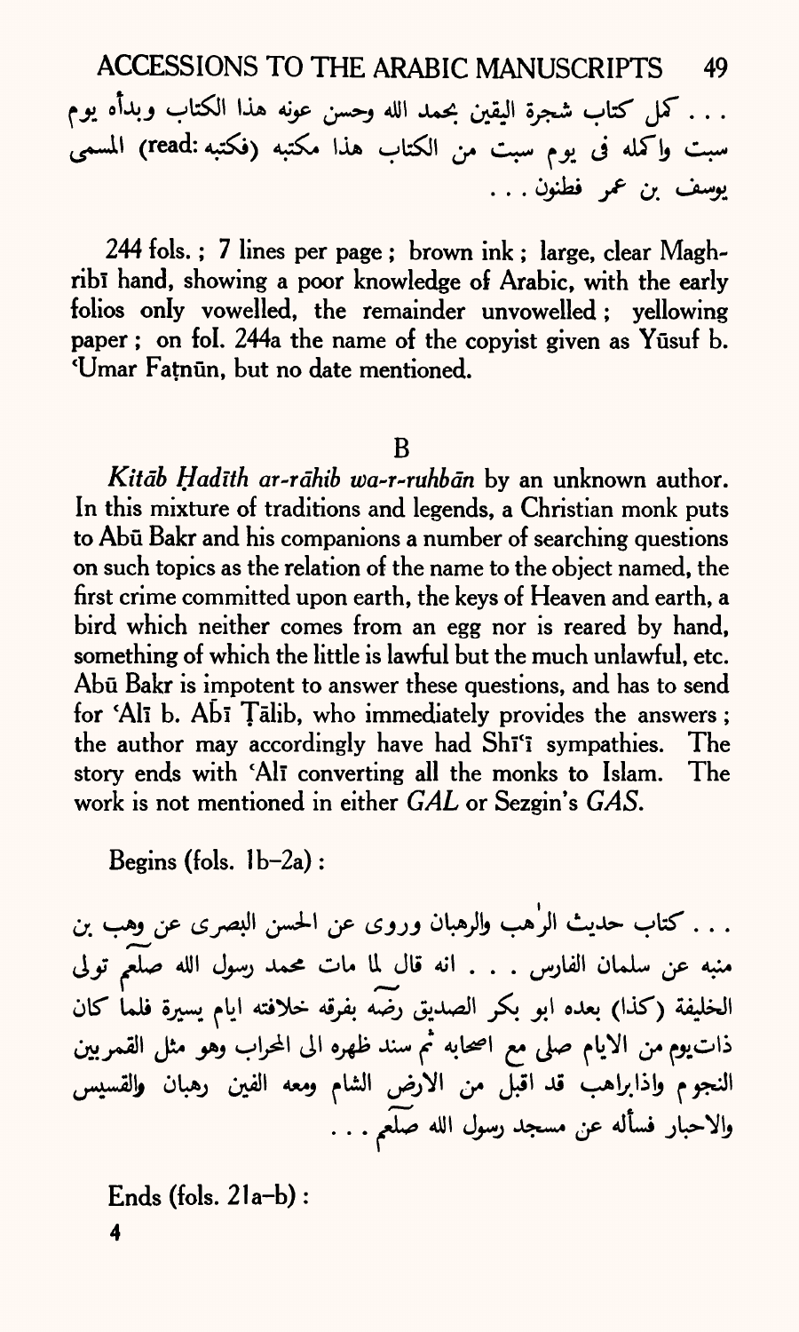. . . كمل كتاب شجرة اليقين بحمد الله وحسن عونه هذا الكتاب وبدأه يوم سبت واكمله فى يوم سبت من الكتاب هذا مكتبه (read: فكتبه) المسمى يوسف بن عمر فطنون . . .

244 fols. ; 7 lines per page ; brown ink ; large, clear Maghribī hand, showing a poor knowledge of Arabic, with the early folios only vowelled, the remainder unvowelled ; yellowing paper ; on fol. 244a the name of the copyist given as Yūsuf b. ʿUmar Faṭnūn, but no date mentioned.

B

*Kitāb Ḥadīth ar-rāhib wa-r-ruhbān* by an unknown author. In this mixture of traditions and legends, a Christian monk puts to Abū Bakr and his companions a number of searching questions on such topics as the relation of the name to the object named, the first crime committed upon earth, the keys of Heaven and earth, a bird which neither comes from an egg nor is reared by hand, something of which the little is lawful but the much unlawful, etc. Abū Bakr is impotent to answer these questions, and has to send for ʿAlī b. Abī Ṭālib, who immediately provides the answers ; the author may accordingly have had Shīʿī sympathies. The story ends with ʿAlī converting all the monks to Islam. The work is not mentioned in either *GAL* or Sezgin's *GAS*.

Begins (fols. 1b–2a) :

. . . كتاب حديث الراهب والرهبان وروى عن الحسن البصرى عن وهب بن منبه عن سلمان الفارس . . . انه قال لما مات محمد رسول الله صلعم تولى الخليفة (كذا) بعده ابو بكر الصديق رضه بفرقه خلافته ايام يسيرة فلما كان ذاتيوم من الايام صلى مع اصحابه ثم سند ظهره الى المحراب وهو مثل القمريين النجوم واذاراهب قد اقبل من الارض الشام ومعه الفين رهبان والقسيس والاحبار فسأله عن مسجد رسول الله صلعم . . .

Ends (fols. 21a–b) :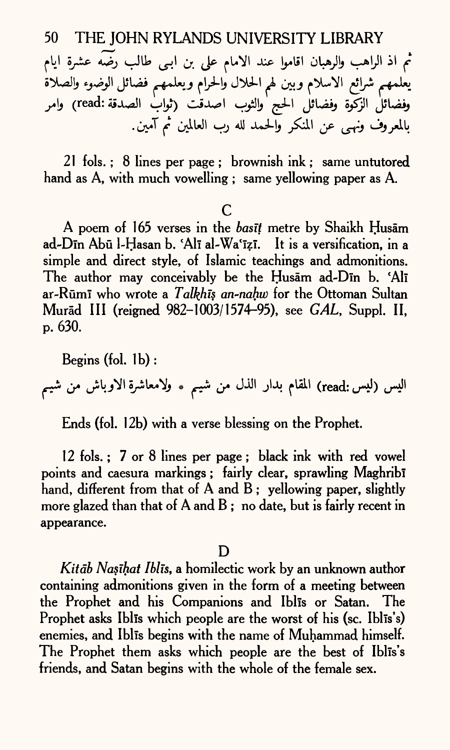ثم اذ الراهب والرهبان اقاموا عند الامام على بن ابى طالب رضه عشرة ايام يعلمهم شرائع الاسلام وبين لهم الحلال والحرام ويعلمهم فضائل الوضوء والصلاة وفضائل الزكوة وفضائل الحج والثوب اصدقت (read: ثواب الصدقة) وامر بالمعروف ونهى عن المنكر والحمد لله رب العالمين ثم آمين.

21 fols.; 8 lines per page; brownish ink; same untutored hand as A, with much vowelling; same yellowing paper as A.

## C

A poem of 165 verses in the *basīṭ* metre by Shaikh Ḥusām ad-Dīn Abū l-Ḥasan b. ʿAlī al-Waʿīẓī. It is a versification, in a simple and direct style, of Islamic teachings and admonitions. The author may conceivably be the Ḥusām ad-Dīn b. ʿAlī ar-Rūmī who wrote a *Talkhīṣ an-naḥw* for the Ottoman Sultan Murād III (reigned 982–1003/1574–95), see *GAL*, Suppl. II, p. 630.

Begins (fol. 1b):

اليس (read: ليس) المقام بدار الذل من شيم * ولامعاشرة الاوباش من شيم

Ends (fol. 12b) with a verse blessing on the Prophet.

12 fols.; 7 or 8 lines per page; black ink with red vowel points and caesura markings; fairly clear, sprawling Maghribī hand, different from that of A and B; yellowing paper, slightly more glazed than that of A and B; no date, but is fairly recent in appearance.

## D

*Kitāb Naṣīḥat Iblīs*, a homilectic work by an unknown author containing admonitions given in the form of a meeting between the Prophet and his Companions and Iblīs or Satan. The Prophet asks Iblīs which people are the worst of his (sc. Iblīs's) enemies, and Iblīs begins with the name of Muḥammad himself. The Prophet them asks which people are the best of Iblīs's friends, and Satan begins with the whole of the female sex.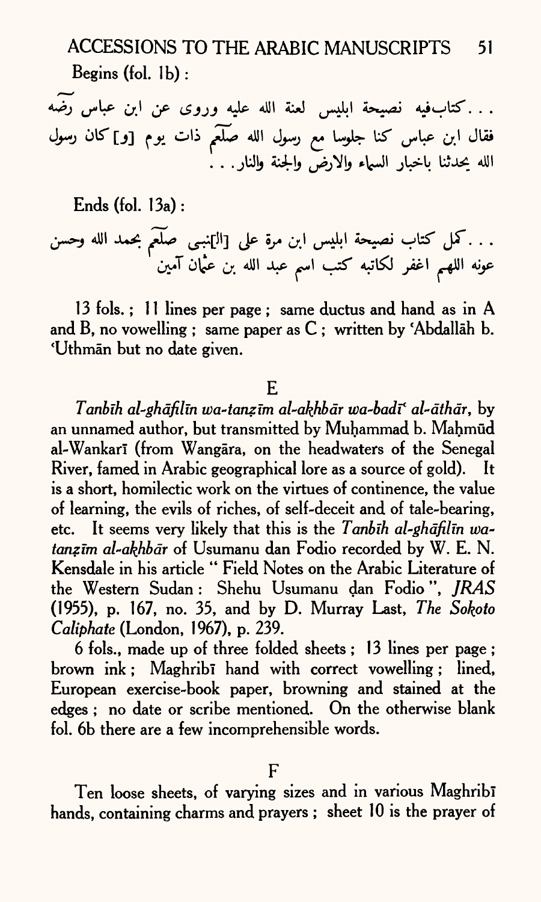Begins (fol. 1b):

. . . كتاب‌فيه نصيحة ابليس لعنة الله عليه وروى عن ابن عباس رضه فقال ابن عباس كنا جلوسا مع رسول الله صلعم ذات يوم [و] كان رسول الله يحدثنا باخبار السماء والارض والجنة والنار. . .

Ends (fol. 13a):

. . . كمل كتاب نصيحة ابليس ابن مرة على [ال]نبى صلعم بحمد الله وحسن عونه اللهم اغفر لكاتبه كتب اسم عبد الله بن عثمان آمين

13 fols.; 11 lines per page; same ductus and hand as in A and B, no vowelling; same paper as C; written by ʿAbdallāh b. ʿUthmān but no date given.

E

*Tanbīh al-ghāfilīn wa-tanẓīm al-akhbār wa-badīʿ al-āthār*, by an unnamed author, but transmitted by Muḥammad b. Maḥmūd al-Wankarī (from Wangāra, on the headwaters of the Senegal River, famed in Arabic geographical lore as a source of gold). It is a short, homilectic work on the virtues of continence, the value of learning, the evils of riches, of self-deceit and of tale-bearing, etc. It seems very likely that this is the *Tanbīh al-ghāfilīn wa-tanẓīm al-akhbār* of Usumanu dan Fodio recorded by W. E. N. Kensdale in his article "Field Notes on the Arabic Literature of the Western Sudan: Shehu Usumanu ḍan Fodio", *JRAS* (1955), p. 167, no. 35, and by D. Murray Last, *The Sokoto Caliphate* (London, 1967), p. 239.

6 fols., made up of three folded sheets; 13 lines per page; brown ink; Maghribī hand with correct vowelling; lined, European exercise-book paper, browning and stained at the edges; no date or scribe mentioned. On the otherwise blank fol. 6b there are a few incomprehensible words.

F

Ten loose sheets, of varying sizes and in various Maghribī hands, containing charms and prayers; sheet 10 is the prayer of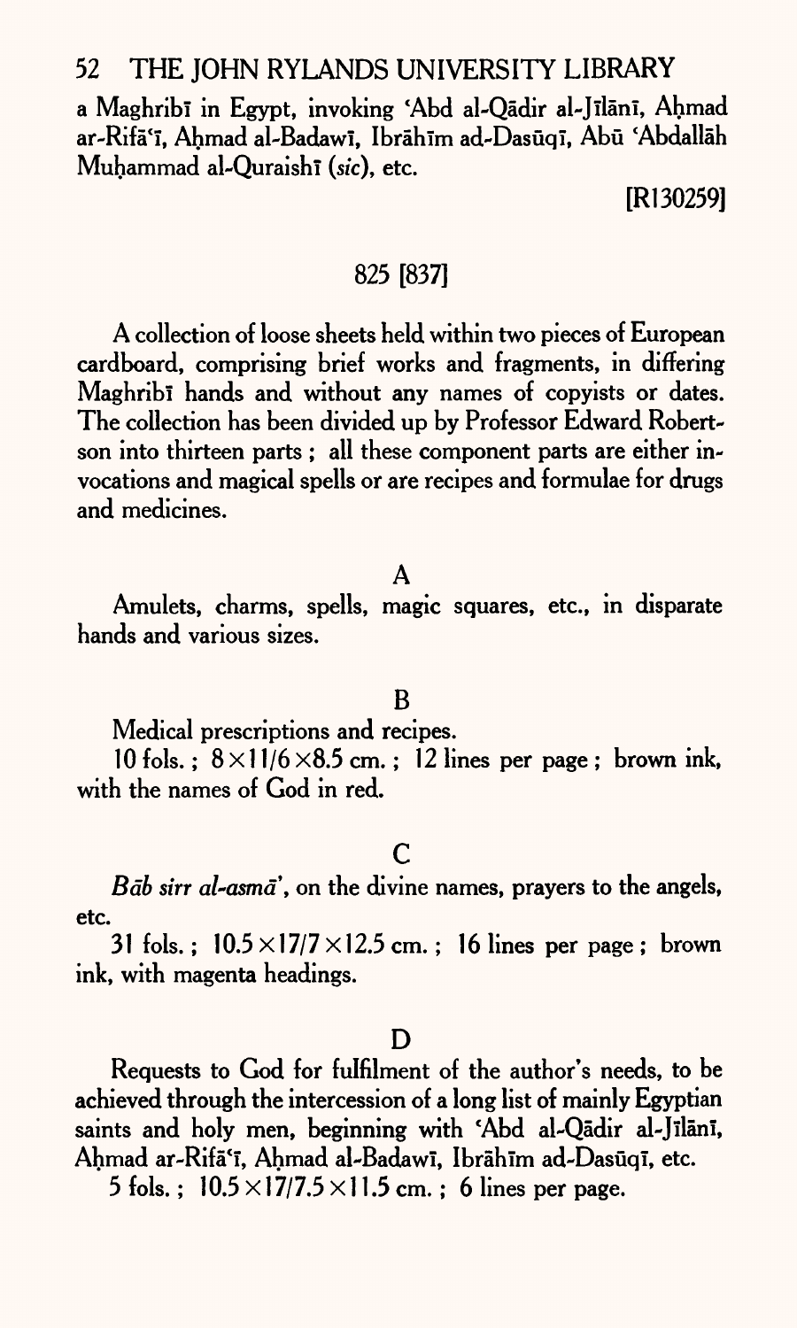a Maghribī in Egypt, invoking ʿAbd al-Qādir al-Jīlānī, Aḥmad ar-Rifāʿī, Aḥmad al-Badawī, Ibrāhīm ad-Dasūqī, Abū ʿAbdallāh Muḥammad al-Quraishī (*sic*), etc.

[R130259]

## 825 [837]

A collection of loose sheets held within two pieces of European cardboard, comprising brief works and fragments, in differing Maghribī hands and without any names of copyists or dates. The collection has been divided up by Professor Edward Robertson into thirteen parts ; all these component parts are either invocations and magical spells or are recipes and formulae for drugs and medicines.

### A

Amulets, charms, spells, magic squares, etc., in disparate hands and various sizes.

### B

Medical prescriptions and recipes.

10 fols. ; $8 \times 11/6 \times 8.5$ cm. ; 12 lines per page ; brown ink, with the names of God in red.

### C

*Bāb sirr al-asmā'*, on the divine names, prayers to the angels, etc.

31 fols. ; $10.5 \times 17/7 \times 12.5$ cm. ; 16 lines per page ; brown ink, with magenta headings.

### D

Requests to God for fulfilment of the author's needs, to be achieved through the intercession of a long list of mainly Egyptian saints and holy men, beginning with ʿAbd al-Qādir al-Jīlānī, Aḥmad ar-Rifāʿī, Aḥmad al-Badawī, Ibrāhīm ad-Dasūqī, etc.

5 fols. ; $10.5 \times 17/7.5 \times 11.5$ cm. ; 6 lines per page.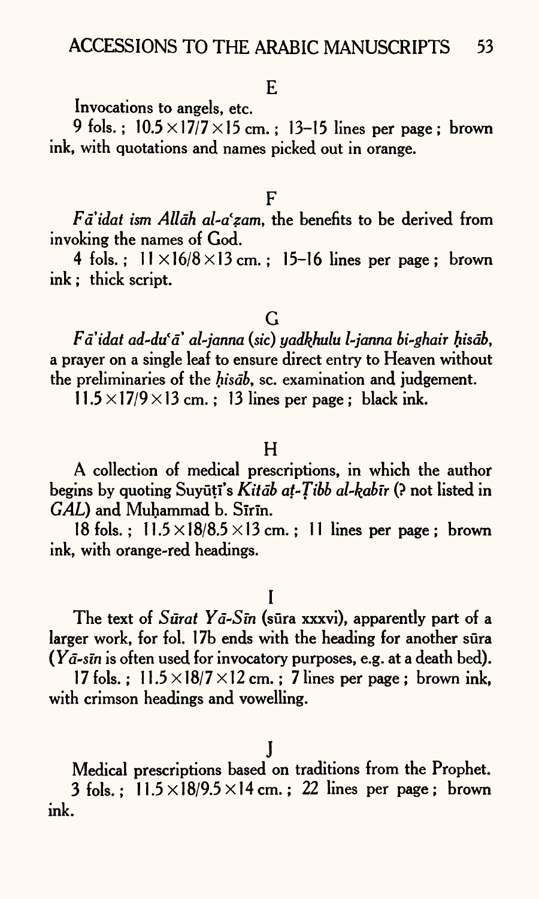### E

Invocations to angels, etc.

9 fols.; 10.5×17/7×15 cm.; 13–15 lines per page; brown ink, with quotations and names picked out in orange.

### F

*Fā'idat ism Allāh al-aʿẓam*, the benefits to be derived from invoking the names of God.

4 fols.; 11×16/8×13 cm.; 15–16 lines per page; brown ink; thick script.

### G

*Fā'idat ad-duʿā' al-janna* (*sic*) *yadkhulu l-janna bi-ghair ḥisāb*, a prayer on a single leaf to ensure direct entry to Heaven without the preliminaries of the *ḥisāb*, sc. examination and judgement.

11.5×17/9×13 cm.; 13 lines per page; black ink.

### H

A collection of medical prescriptions, in which the author begins by quoting Suyūṭī's *Kitāb aṭ-Ṭibb al-kabīr* (? not listed in *GAL*) and Muḥammad b. Sīrīn.

18 fols.; 11.5×18/8.5×13 cm.; 11 lines per page; brown ink, with orange-red headings.

### I

The text of *Sūrat Yā-Sīn* (sūra xxxvi), apparently part of a larger work, for fol. 17b ends with the heading for another sūra (*Yā-sīn* is often used for invocatory purposes, e.g. at a death bed).

17 fols.; 11.5×18/7×12 cm.; 7 lines per page; brown ink, with crimson headings and vowelling.

### J

Medical prescriptions based on traditions from the Prophet.

3 fols.; 11.5×18/9.5×14 cm.; 22 lines per page; brown ink.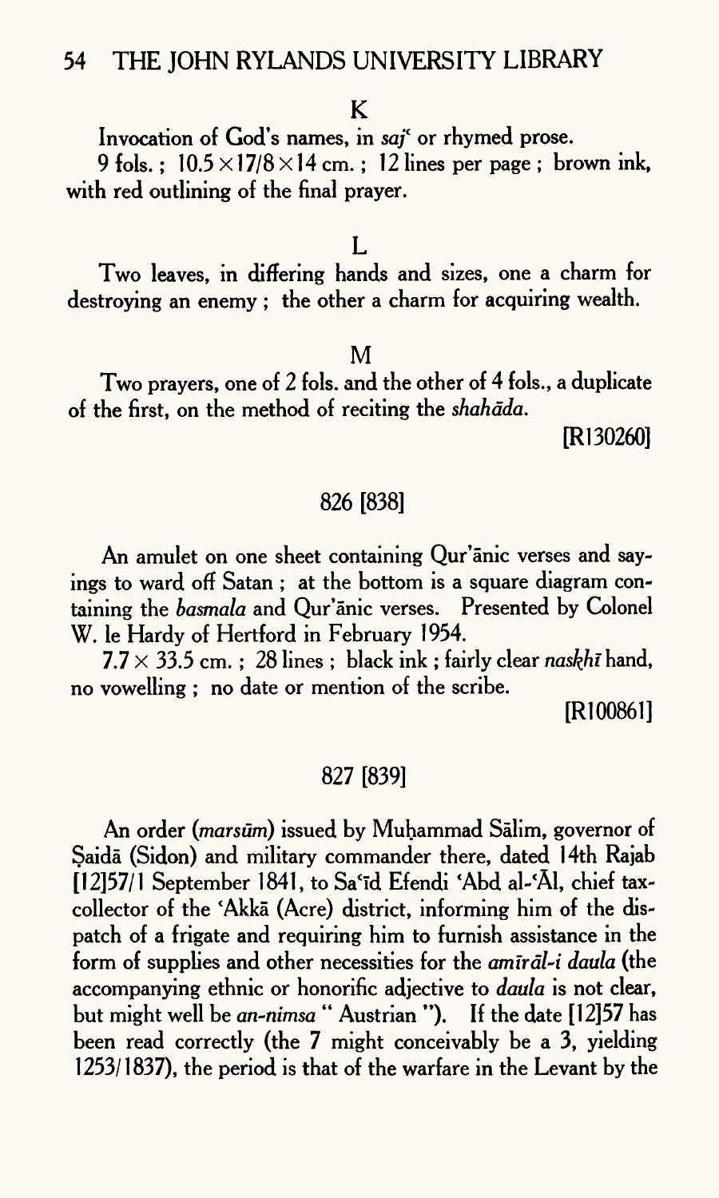K

Invocation of God's names, in *saj*ʿ or rhymed prose.

9 fols. ; 10.5 × 17/8 × 14 cm. ; 12 lines per page ; brown ink, with red outlining of the final prayer.

L

Two leaves, in differing hands and sizes, one a charm for destroying an enemy ; the other a charm for acquiring wealth.

M

Two prayers, one of 2 fols. and the other of 4 fols., a duplicate of the first, on the method of reciting the *shahāda*.

[R130260]

## 826 [838]

An amulet on one sheet containing Qur'ānic verses and sayings to ward off Satan ; at the bottom is a square diagram containing the *basmala* and Qur'ānic verses. Presented by Colonel W. le Hardy of Hertford in February 1954.

7.7 × 33.5 cm. ; 28 lines ; black ink ; fairly clear *naskhī* hand, no vowelling ; no date or mention of the scribe.

[R100861]

## 827 [839]

An order (*marsūm*) issued by Muḥammad Sālim, governor of Ṣaidā (Sidon) and military commander there, dated 14th Rajab [12]57/1 September 1841, to Saʿīd Efendi ʿAbd al-ʿĀl, chief tax-collector of the ʿAkkā (Acre) district, informing him of the dispatch of a frigate and requiring him to furnish assistance in the form of supplies and other necessities for the *amīrāl-i daula* (the accompanying ethnic or honorific adjective to *daula* is not clear, but might well be *an-nimsa* " Austrian "). If the date [12]57 has been read correctly (the 7 might conceivably be a 3, yielding 1253/1837), the period is that of the warfare in the Levant by the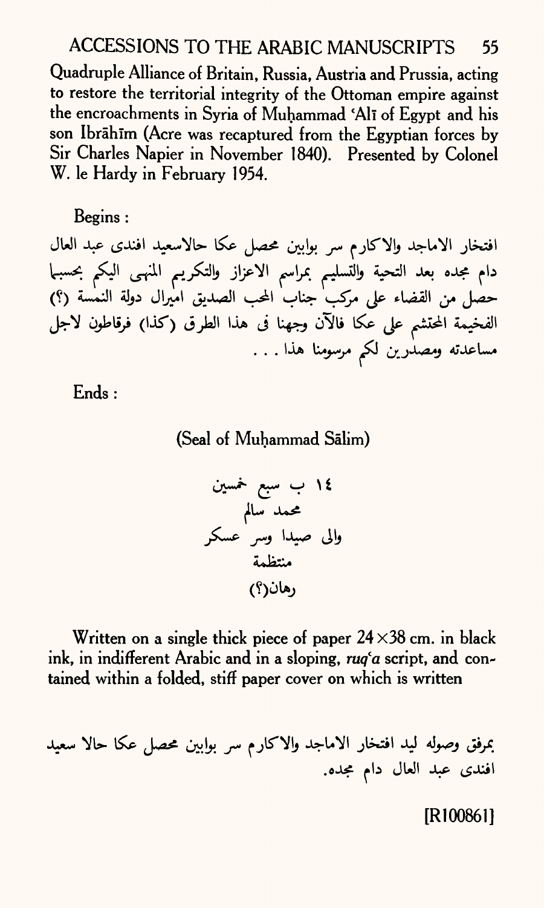Quadruple Alliance of Britain, Russia, Austria and Prussia, acting to restore the territorial integrity of the Ottoman empire against the encroachments in Syria of Muḥammad ʿAlī of Egypt and his son Ibrāhīm (Acre was recaptured from the Egyptian forces by Sir Charles Napier in November 1840). Presented by Colonel W. le Hardy in February 1954.

Begins :

افتخار الاماجد والاكارم سر بوابين محصل عكا حالاسعيد افندى عبد العال دام مجده بعد التحية والتسليم بمراسم الاعزاز والتكريم المنهى اليكم بحسبما حصل من القضاء على مركب جناب المحب الصديق اميرال دولة النمسة (؟) الفخيمة المحتشم على عكا فالآن وجهنا فى هذا الطرق (كذا) فرقاطون لاجل مساعدته ومصدرين لكم مرسومنا هذا . . .

Ends :

(Seal of Muḥammad Sālim)

١٤ ب سبع خمسين
محمد سالم
والى صيدا وسر عسكر
منتظمة
رهان(؟)

Written on a single thick piece of paper 24×38 cm. in black ink, in indifferent Arabic and in a sloping, *ruqʿa* script, and contained within a folded, stiff paper cover on which is written

بمرفق وصوله ليد افتخار الاماجد والاكارم سر بوابين محصل عكا حالا سعيد افندى عبد العال دام مجده.

[R100861]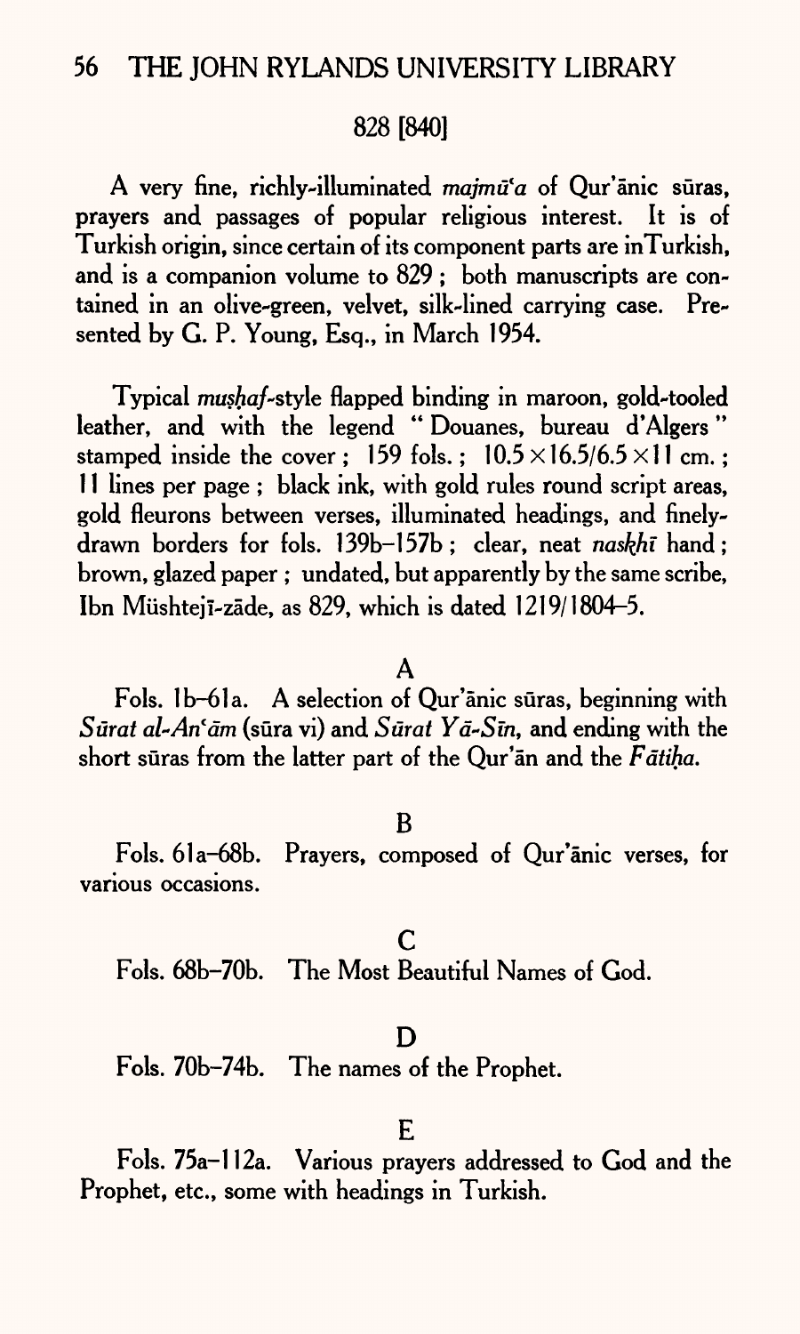## 828 [840]

A very fine, richly-illuminated *majmū'a* of Qur'ānic sūras, prayers and passages of popular religious interest. It is of Turkish origin, since certain of its component parts are in Turkish, and is a companion volume to 829; both manuscripts are contained in an olive-green, velvet, silk-lined carrying case. Presented by G. P. Young, Esq., in March 1954.

Typical *muṣḥaf*-style flapped binding in maroon, gold-tooled leather, and with the legend "Douanes, bureau d'Algers" stamped inside the cover; 159 fols.; 10.5×16.5/6.5×11 cm.; 11 lines per page; black ink, with gold rules round script areas, gold fleurons between verses, illuminated headings, and finely-drawn borders for fols. 139b–157b; clear, neat *naskhī* hand; brown, glazed paper; undated, but apparently by the same scribe, Ibn Müshtejī-zāde, as 829, which is dated 1219/1804–5.

### A

Fols. 1b–61a. A selection of Qur'ānic sūras, beginning with *Sūrat al-An'ām* (sūra vi) and *Sūrat Yā-Sīn*, and ending with the short sūras from the latter part of the Qur'ān and the *Fātiḥa*.

### B

Fols. 61a–68b. Prayers, composed of Qur'ānic verses, for various occasions.

### C

Fols. 68b–70b. The Most Beautiful Names of God.

### D

Fols. 70b–74b. The names of the Prophet.

### E

Fols. 75a–112a. Various prayers addressed to God and the Prophet, etc., some with headings in Turkish.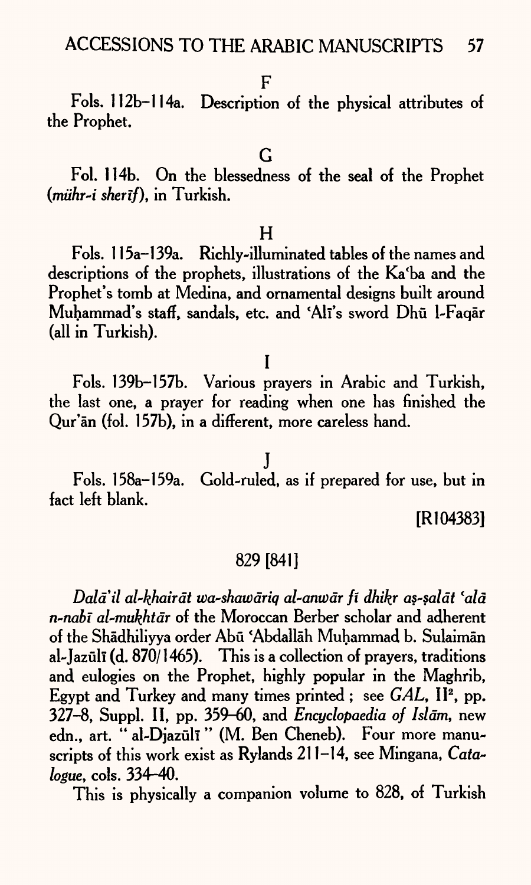F

Fols. 112b–114a. Description of the physical attributes of the Prophet.

G

Fol. 114b. On the blessedness of the seal of the Prophet (*mühr-i sherīf*), in Turkish.

H

Fols. 115a–139a. Richly-illuminated tables of the names and descriptions of the prophets, illustrations of the Kaʿba and the Prophet's tomb at Medina, and ornamental designs built around Muḥammad's staff, sandals, etc. and ʿAlī's sword Dhū l-Faqār (all in Turkish).

I

Fols. 139b–157b. Various prayers in Arabic and Turkish, the last one, a prayer for reading when one has finished the Qur'ān (fol. 157b), in a different, more careless hand.

J

Fols. 158a–159a. Gold-ruled, as if prepared for use, but in fact left blank.

[R104383]

## 829 [841]

*Dalā'il al-khairāt wa-shawāriq al-anwār fī dhikr aṣ-ṣalāt ʿalā n-nabī al-mukhtār* of the Moroccan Berber scholar and adherent of the Shādhiliyya order Abū ʿAbdallāh Muḥammad b. Sulaimān al-Jazūlī (d. 870/1465). This is a collection of prayers, traditions and eulogies on the Prophet, highly popular in the Maghrib, Egypt and Turkey and many times printed; see *GAL*, II², pp. 327–8, Suppl. II, pp. 359–60, and *Encyclopaedia of Islām*, new edn., art. "al-Djazūlī" (M. Ben Cheneb). Four more manuscripts of this work exist as Rylands 211–14, see Mingana, *Catalogue*, cols. 334–40.

This is physically a companion volume to 828, of Turkish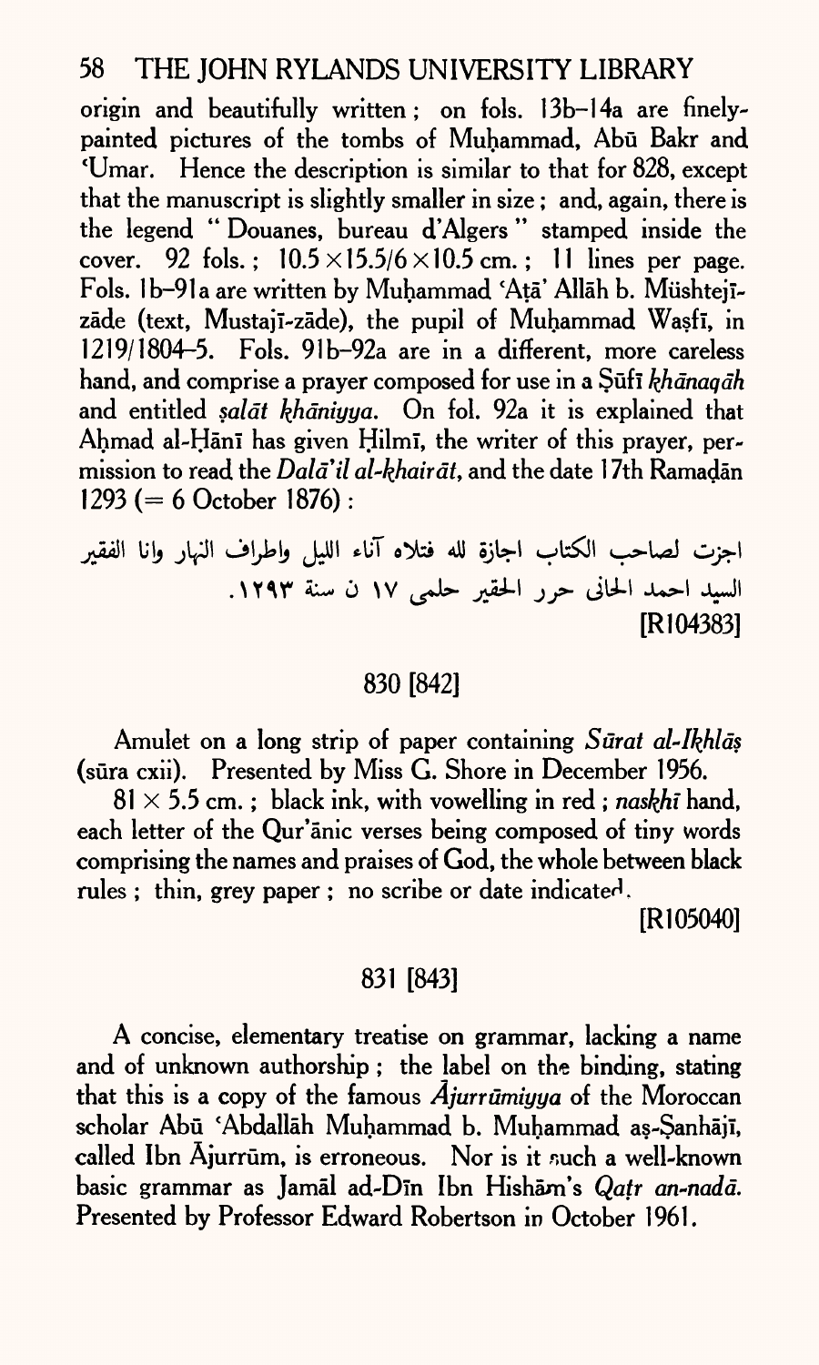origin and beautifully written; on fols. 13b–14a are finely-painted pictures of the tombs of Muḥammad, Abū Bakr and ʿUmar. Hence the description is similar to that for 828, except that the manuscript is slightly smaller in size; and, again, there is the legend "Douanes, bureau d'Algers" stamped inside the cover. 92 fols.; 10.5 × 15.5/6 × 10.5 cm.; 11 lines per page. Fols. 1b–91a are written by Muḥammad ʿAṭā' Allāh b. Müshtejī-zāde (text, Mustajī-zāde), the pupil of Muḥammad Waṣfī, in 1219/1804–5. Fols. 91b–92a are in a different, more careless hand, and comprise a prayer composed for use in a Ṣūfī *khānaqāh* and entitled *ṣalāt khāniyya*. On fol. 92a it is explained that Aḥmad al-Ḥānī has given Ḥilmī, the writer of this prayer, permission to read the *Dalā'il al-khairāt*, and the date 17th Ramaḍān 1293 (= 6 October 1876):

اجزت لصاحب الكتاب اجازة لله فتلاه آناء الليل واطراف النهار وانا الفقير السيد احمد الحانى حرر الحقير حلمى ١٧ ن سنة ١٢٩٣.

[R104383]

## 830 [842]

Amulet on a long strip of paper containing *Sūrat al-Ikhlāṣ* (sūra cxii). Presented by Miss G. Shore in December 1956.

81 × 5.5 cm.; black ink, with vowelling in red; *naskhī* hand, each letter of the Qur'ānic verses being composed of tiny words comprising the names and praises of God, the whole between black rules; thin, grey paper; no scribe or date indicated.

[R105040]

## 831 [843]

A concise, elementary treatise on grammar, lacking a name and of unknown authorship; the label on the binding, stating that this is a copy of the famous *Ājurrūmiyya* of the Moroccan scholar Abū ʿAbdallāh Muḥammad b. Muḥammad aṣ-Ṣanhājī, called Ibn Ājurrūm, is erroneous. Nor is it such a well-known basic grammar as Jamāl ad-Dīn Ibn Hishām's *Qaṭr an-nadā*. Presented by Professor Edward Robertson in October 1961.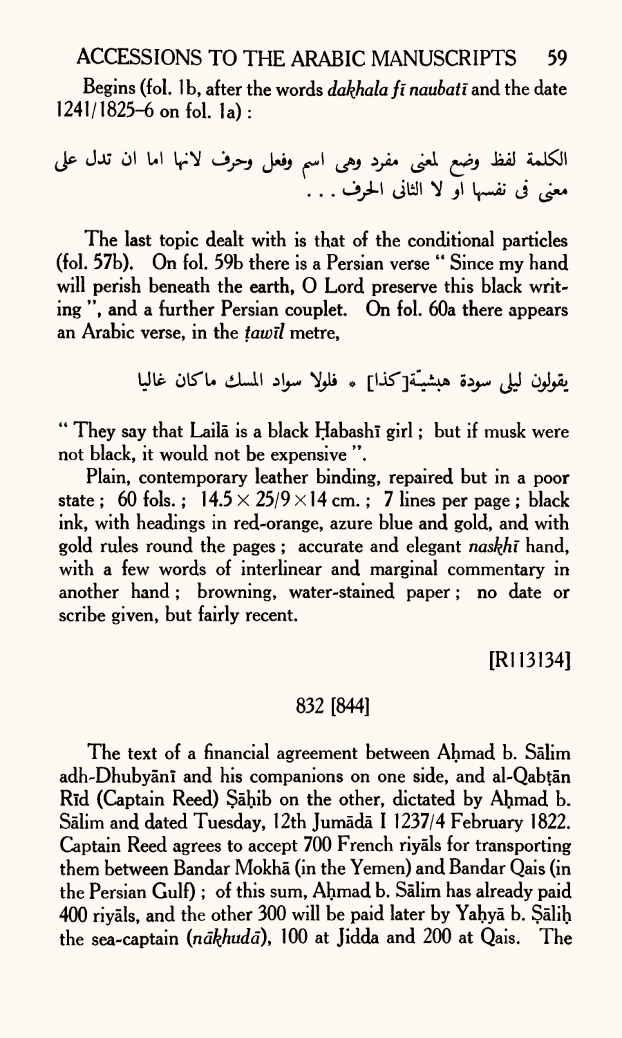Begins (fol. 1b, after the words *dakhala fī naubatī* and the date 1241/1825–6 on fol. 1a):

الكلمة لفظ وضع لمعنى مفرد وهى اسم وفعل وحرف لانها اما ان تدل على معنى فى نفسها او لا الثانى الحرف . . .

The last topic dealt with is that of the conditional particles (fol. 57b). On fol. 59b there is a Persian verse "Since my hand will perish beneath the earth, O Lord preserve this black writing", and a further Persian couplet. On fol. 60a there appears an Arabic verse, in the *ṭawīl* metre,

يقولون ليلى سودة هبشيّة[كذا] * فلولا سواد المسك ماكان غاليا

"They say that Lailā is a black Ḥabashī girl; but if musk were not black, it would not be expensive".

Plain, contemporary leather binding, repaired but in a poor state; 60 fols.; 14.5 × 25/9 × 14 cm.; 7 lines per page; black ink, with headings in red-orange, azure blue and gold, and with gold rules round the pages; accurate and elegant *naskhī* hand, with a few words of interlinear and marginal commentary in another hand; browning, water-stained paper; no date or scribe given, but fairly recent.

[R113134]

832 [844]

The text of a financial agreement between Aḥmad b. Sālim adh-Dhubyānī and his companions on one side, and al-Qabṭān Rīd (Captain Reed) Ṣāḥib on the other, dictated by Aḥmad b. Sālim and dated Tuesday, 12th Jumādā I 1237/4 February 1822. Captain Reed agrees to accept 700 French riyāls for transporting them between Bandar Mokhā (in the Yemen) and Bandar Qais (in the Persian Gulf); of this sum, Aḥmad b. Sālim has already paid 400 riyāls, and the other 300 will be paid later by Yaḥyā b. Ṣāliḥ the sea-captain (*nākhudā*), 100 at Jidda and 200 at Qais. The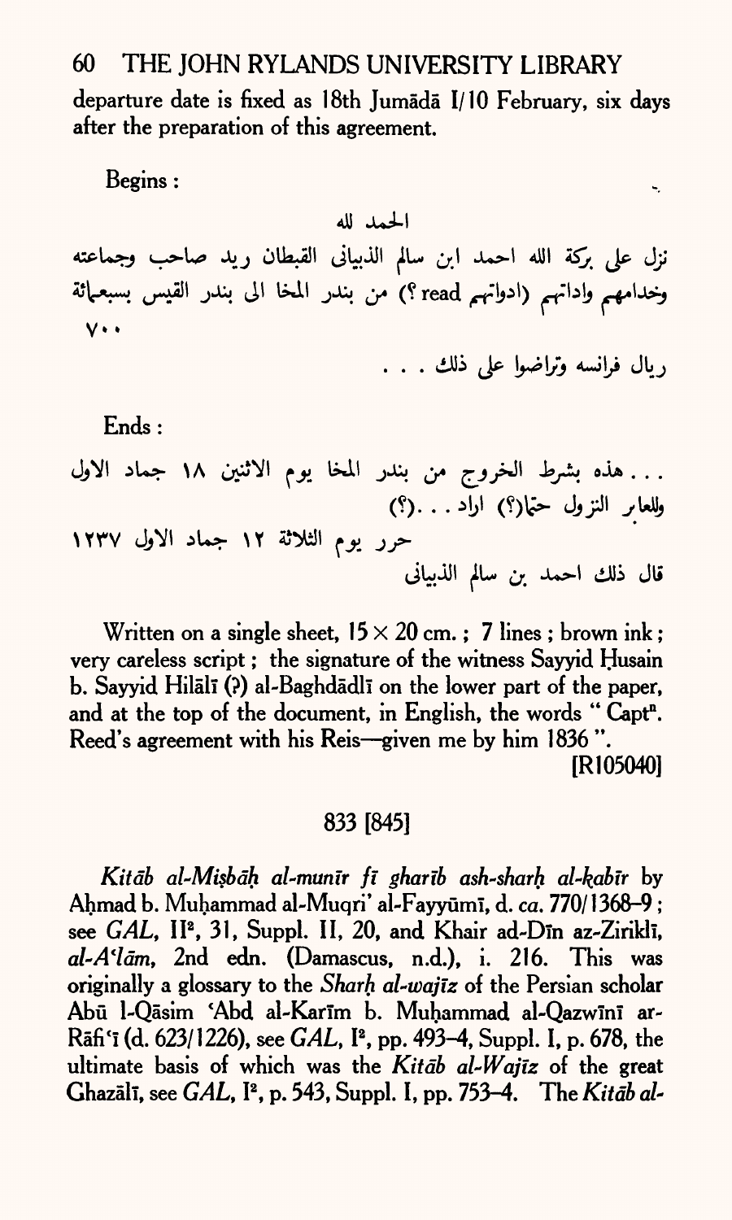departure date is fixed as 18th Jumādā I/10 February, six days after the preparation of this agreement.

Begins :

الحمد لله

نزل على بركة الله احمد ابن سالم الذبيانى القبطان ريد صاحب وجماعته وخدامهم واداتهم (ادواتهم read ?) من بندر المخا الى بندر القيس بسبعمائة ٧٠٠

ريال فرانسه وتراضوا على ذلك . . .

Ends :

. . . هذه بشرط الخروج من بندر المخا يوم الاثنين ١٨ جماد الاول وللعابر النزول حتما(؟) اراد . . .(؟)

حرر يوم الثلاثة ١٢ جماد الاول ١٢٣٧

قال ذلك احمد بن سالم الذبيانى

Written on a single sheet, 15 × 20 cm. ; 7 lines ; brown ink ; very careless script ; the signature of the witness Sayyid Ḥusain b. Sayyid Hilālī (?) al-Baghdādlī on the lower part of the paper, and at the top of the document, in English, the words " Captⁿ. Reed's agreement with his Reis—given me by him 1836 ".

[R105040]

## 833 [845]

*Kitāb al-Miṣbāḥ al-munīr fī gharīb ash-sharḥ al-kabīr* by Aḥmad b. Muḥammad al-Muqri' al-Fayyūmī, d. *ca.* 770/1368–9 ; see *GAL*, II², 31, Suppl. II, 20, and Khair ad-Dīn az-Ziriklī, *al-A'lām*, 2nd edn. (Damascus, n.d.), i. 216. This was originally a glossary to the *Sharḥ al-wajīz* of the Persian scholar Abū l-Qāsim 'Abd al-Karīm b. Muḥammad al-Qazwīnī ar-Rāfi'ī (d. 623/1226), see *GAL*, I², pp. 493–4, Suppl. I, p. 678, the ultimate basis of which was the *Kitāb al-Wajīz* of the great Ghazālī, see *GAL*, I², p. 543, Suppl. I, pp. 753–4. The *Kitāb al-*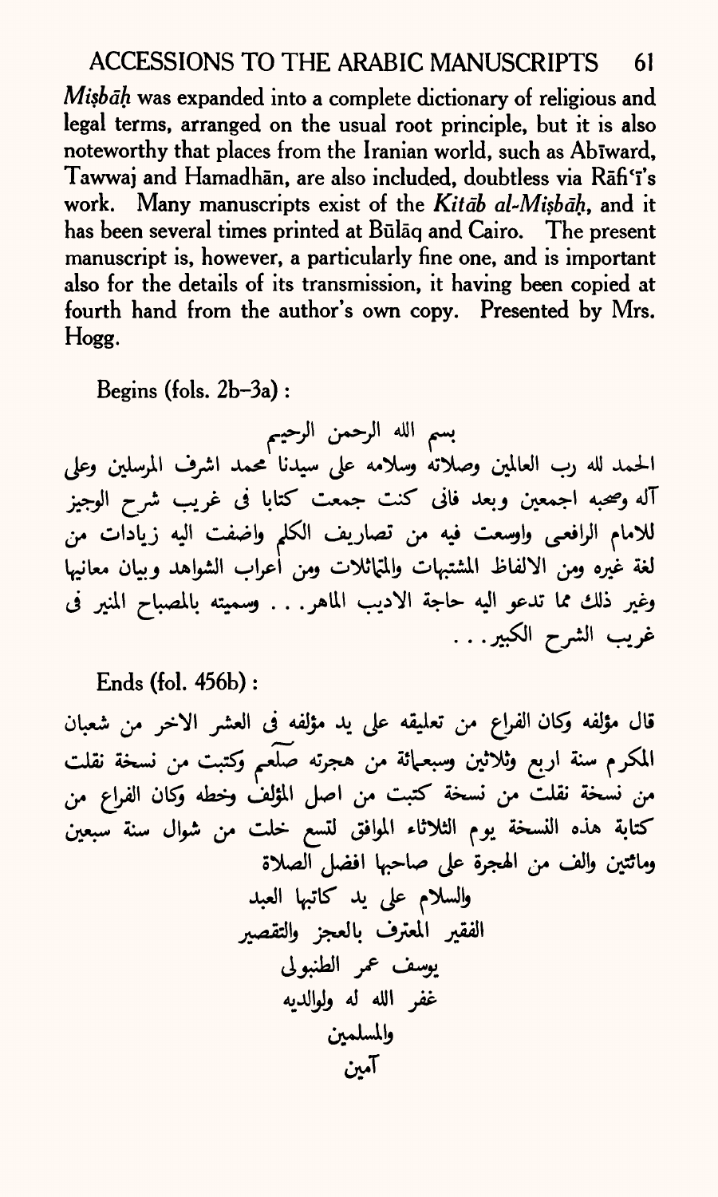*Miṣbāḥ* was expanded into a complete dictionary of religious and legal terms, arranged on the usual root principle, but it is also noteworthy that places from the Iranian world, such as Abīward, Tawwaj and Hamadhān, are also included, doubtless via Rāfiʿī's work. Many manuscripts exist of the *Kitāb al-Miṣbāḥ*, and it has been several times printed at Būlāq and Cairo. The present manuscript is, however, a particularly fine one, and is important also for the details of its transmission, it having been copied at fourth hand from the author's own copy. Presented by Mrs. Hogg.

Begins (fols. 2b–3a):

بسم الله الرحمن الرحيم

الحمد لله رب العالمين وصلاته وسلامه على سيدنا محمد اشرف المرسلين وعلى آله وصحبه اجمعين وبعد فانى كنت جمعت كتابا فى غريب شرح الوجيز للامام الرافعى واوسعت فيه من تصاريف الكلم واضفت اليه زيادات من لغة غيره ومن الالفاظ المشتبهات والمتماثلات ومن اعراب الشواهد وبيان معانيها وغير ذلك مما تدعو اليه حاجة الاديب الماهر. . . وسميته بالمصباح المنير فى غريب الشرح الكبير. . .

Ends (fol. 456b):

قال مؤلفه وكان الفراغ من تعليقه على يد مؤلفه فى العشر الاخر من شعبان المكرم سنة اربع وثلاثين وسبعمائة من هجرته صلعم وكتبت من نسخة نقلت من نسخة نقلت من نسخة كتبت من اصل المؤلف وخطه وكان الفراغ من كتابة هذه النسخة يوم الثلاثاء الموافق لتسع خلت من شوال سنة سبعين ومائتين والف من الهجرة على صاحبها افضل الصلاة

والسلام على يد كاتبها العبد

الفقير المعترف بالعجز والتقصير

يوسف عمر الطنبولى

غفر الله له ولوالديه

والمسلمين

آمين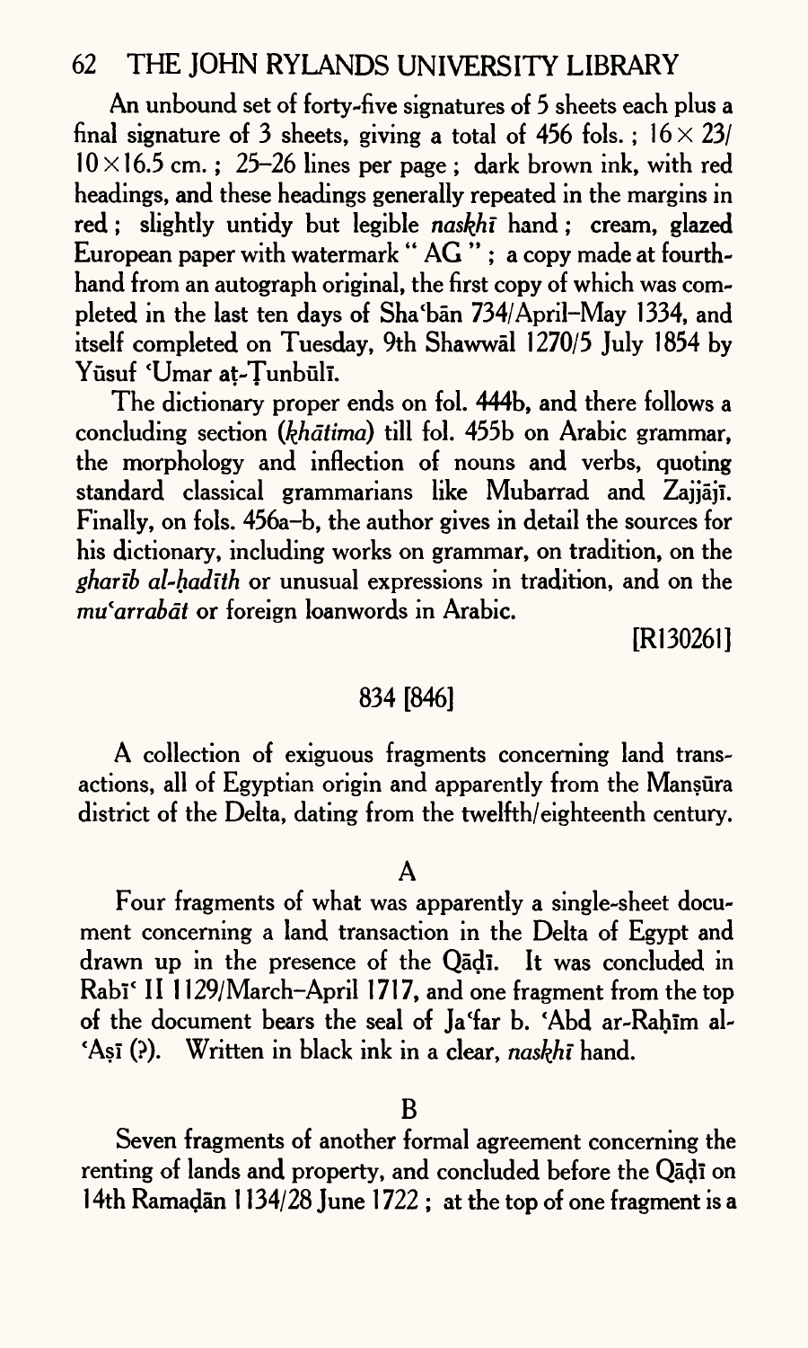An unbound set of forty-five signatures of 5 sheets each plus a final signature of 3 sheets, giving a total of 456 fols. ; 16 × 23/10 × 16.5 cm. ; 25–26 lines per page ; dark brown ink, with red headings, and these headings generally repeated in the margins in red ; slightly untidy but legible *naskhī* hand ; cream, glazed European paper with watermark " AG " ; a copy made at fourth-hand from an autograph original, the first copy of which was completed in the last ten days of Sha'bān 734/April–May 1334, and itself completed on Tuesday, 9th Shawwāl 1270/5 July 1854 by Yūsuf 'Umar aṭ-Ṭunbūlī.

The dictionary proper ends on fol. 444b, and there follows a concluding section (*khātima*) till fol. 455b on Arabic grammar, the morphology and inflection of nouns and verbs, quoting standard classical grammarians like Mubarrad and Zajjājī. Finally, on fols. 456a–b, the author gives in detail the sources for his dictionary, including works on grammar, on tradition, on the *gharīb al-ḥadīth* or unusual expressions in tradition, and on the *mu'arrabāt* or foreign loanwords in Arabic.

[R130261]

## 834 [846]

A collection of exiguous fragments concerning land transactions, all of Egyptian origin and apparently from the Manṣūra district of the Delta, dating from the twelfth/eighteenth century.

### A

Four fragments of what was apparently a single-sheet document concerning a land transaction in the Delta of Egypt and drawn up in the presence of the Qāḍī. It was concluded in Rabī' II 1129/March–April 1717, and one fragment from the top of the document bears the seal of Ja'far b. 'Abd ar-Raḥīm al-'Aṣī (?). Written in black ink in a clear, *naskhī* hand.

### B

Seven fragments of another formal agreement concerning the renting of lands and property, and concluded before the Qāḍī on 14th Ramaḍān 1134/28 June 1722 ; at the top of one fragment is a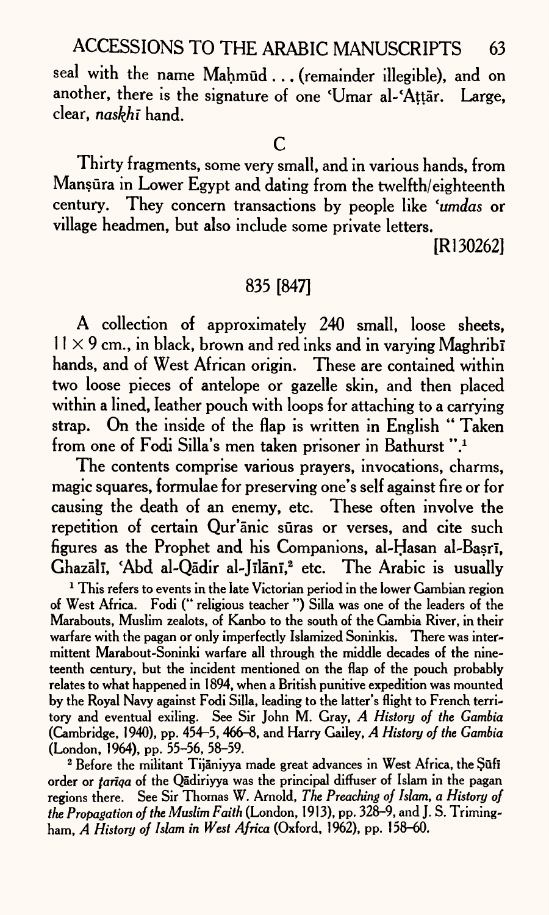seal with the name Maḥmūd . . . (remainder illegible), and on another, there is the signature of one ʿUmar al-ʿAṭṭār. Large, clear, *naskhī* hand.

C

Thirty fragments, some very small, and in various hands, from Manṣūra in Lower Egypt and dating from the twelfth/eighteenth century. They concern transactions by people like *ʿumdas* or village headmen, but also include some private letters.

[R130262]

835 [847]

A collection of approximately 240 small, loose sheets, $11 \times 9$ cm., in black, brown and red inks and in varying Maghribī hands, and of West African origin. These are contained within two loose pieces of antelope or gazelle skin, and then placed within a lined, leather pouch with loops for attaching to a carrying strap. On the inside of the flap is written in English " Taken from one of Fodi Silla's men taken prisoner in Bathurst ".[1]

The contents comprise various prayers, invocations, charms, magic squares, formulae for preserving one's self against fire or for causing the death of an enemy, etc. These often involve the repetition of certain Qur'ānic sūras or verses, and cite such figures as the Prophet and his Companions, al-Ḥasan al-Baṣrī, Ghazālī, ʿAbd al-Qādir al-Jīlānī,[2] etc. The Arabic is usually

[1] This refers to events in the late Victorian period in the lower Gambian region of West Africa. Fodi (" religious teacher ") Silla was one of the leaders of the Marabouts, Muslim zealots, of Kanbo to the south of the Gambia River, in their warfare with the pagan or only imperfectly Islamized Soninkis. There was intermittent Marabout-Soninki warfare all through the middle decades of the nineteenth century, but the incident mentioned on the flap of the pouch probably relates to what happened in 1894, when a British punitive expedition was mounted by the Royal Navy against Fodi Silla, leading to the latter's flight to French territory and eventual exiling. See Sir John M. Gray, *A History of the Gambia* (Cambridge, 1940), pp. 454–5, 466–8, and Harry Gailey, *A History of the Gambia* (London, 1964), pp. 55–56, 58–59.

[2] Before the militant Tijāniyya made great advances in West Africa, the Ṣūfī order or *ṭarīqa* of the Qādiriyya was the principal diffuser of Islam in the pagan regions there. See Sir Thomas W. Arnold, *The Preaching of Islam, a History of the Propagation of the Muslim Faith* (London, 1913), pp. 328–9, and J. S. Trimingham, *A History of Islam in West Africa* (Oxford, 1962), pp. 158–60.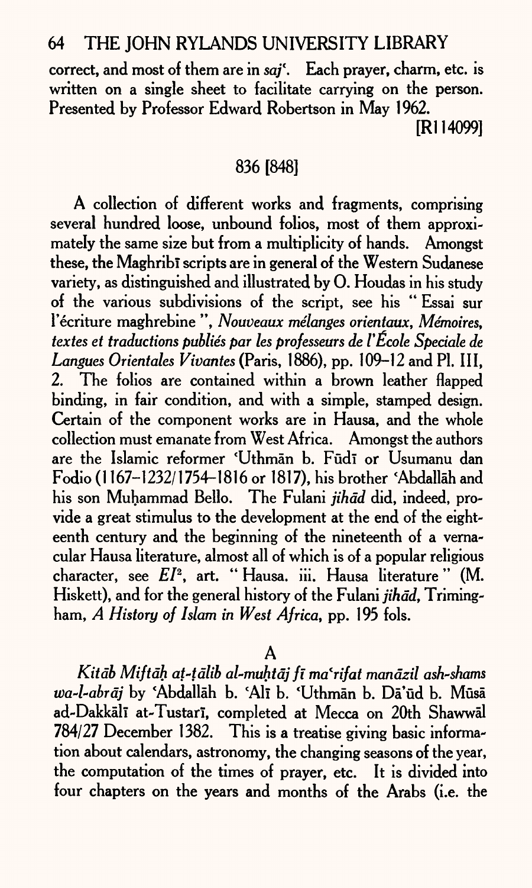correct, and most of them are in *saj*ʿ. Each prayer, charm, etc. is written on a single sheet to facilitate carrying on the person. Presented by Professor Edward Robertson in May 1962.

[R114099]

## 836 [848]

A collection of different works and fragments, comprising several hundred loose, unbound folios, most of them approximately the same size but from a multiplicity of hands. Amongst these, the Maghribī scripts are in general of the Western Sudanese variety, as distinguished and illustrated by O. Houdas in his study of the various subdivisions of the script, see his " Essai sur l'écriture maghrebine ", *Nouveaux mélanges orientaux, Mémoires, textes et traductions publiés par les professeurs de l'École Speciale de Langues Orientales Vivantes* (Paris, 1886), pp. 109–12 and Pl. III, 2. The folios are contained within a brown leather flapped binding, in fair condition, and with a simple, stamped design. Certain of the component works are in Hausa, and the whole collection must emanate from West Africa. Amongst the authors are the Islamic reformer ʿUthmān b. Fūdī or Usumanu dan Fodio (1167–1232/1754–1816 or 1817), his brother ʿAbdallāh and his son Muḥammad Bello. The Fulani *jihād* did, indeed, provide a great stimulus to the development at the end of the eighteenth century and the beginning of the nineteenth of a vernacular Hausa literature, almost all of which is of a popular religious character, see *EI*², art. " Hausa. iii. Hausa literature " (M. Hiskett), and for the general history of the Fulani *jihād*, Trimingham, *A History of Islam in West Africa*, pp. 195 fols.

### A

*Kitāb Miftāḥ aṭ-ṭālib al-muḥtāj fī maʿrifat manāzil ash-shams wa-l-abrāj* by ʿAbdallāh b. ʿAlī b. ʿUthmān b. Dāʾūd b. Mūsā ad-Dakkālī at-Tustarī, completed at Mecca on 20th Shawwāl 784/27 December 1382. This is a treatise giving basic information about calendars, astronomy, the changing seasons of the year, the computation of the times of prayer, etc. It is divided into four chapters on the years and months of the Arabs (i.e. the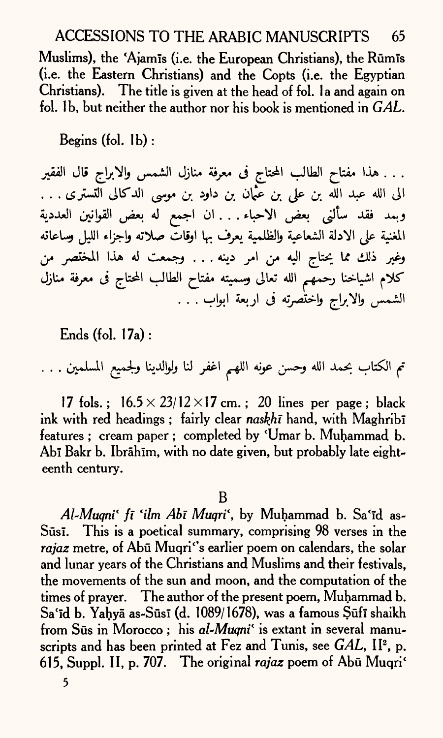Muslims), the ʿAjamīs (i.e. the European Christians), the Rūmīs (i.e. the Eastern Christians) and the Copts (i.e. the Egyptian Christians). The title is given at the head of fol. 1a and again on fol. 1b, but neither the author nor his book is mentioned in *GAL*.

Begins (fol. 1b):

. . . هذا مفتاح الطالب المحتاج فى معرفة منازل الشمس والابراج قال الفقير الى الله عبد الله بن على بن عثمان بن داود بن موسى الدكالى التسترى . . . وبعد فقد سألنى بعض الاحباء . . . ان اجمع له بعض القوانين العددية المغنية على الادلة الشعاعية والظلمية يعرف بها اوقات صلاته واجزاء الليل وساعاته وغير ذلك مما يحتاج اليه من امر دينه . . . وجمعت له هذا المختصر من كلام اشياخنا رحمهم الله تعالى وسميته مفتاح الطالب المحتاج فى معرفة منازل الشمس والابراج واختصرته فى اربعة ابواب . . .

Ends (fol. 17a):

تم الكتاب بحمد الله وحسن عونه اللهم اغفر لنا ولوالدينا ولجميع المسلمين . . .

17 fols.; 16.5 × 23/12 × 17 cm.; 20 lines per page; black ink with red headings; fairly clear *naskhī* hand, with Maghribī features; cream paper; completed by ʿUmar b. Muḥammad b. Abī Bakr b. Ibrāhīm, with no date given, but probably late eighteenth century.

B

*Al-Muqniʿ fī ʿilm Abī Muqriʿ*, by Muḥammad b. Saʿīd as-Sūsī. This is a poetical summary, comprising 98 verses in the *rajaz* metre, of Abū Muqriʿ's earlier poem on calendars, the solar and lunar years of the Christians and Muslims and their festivals, the movements of the sun and moon, and the computation of the times of prayer. The author of the present poem, Muḥammad b. Saʿīd b. Yaḥyā as-Sūsī (d. 1089/1678), was a famous Ṣūfī shaikh from Sūs in Morocco; his *al-Muqniʿ* is extant in several manuscripts and has been printed at Fez and Tunis, see *GAL*, II², p. 615, Suppl. II, p. 707. The original *rajaz* poem of Abū Muqriʿ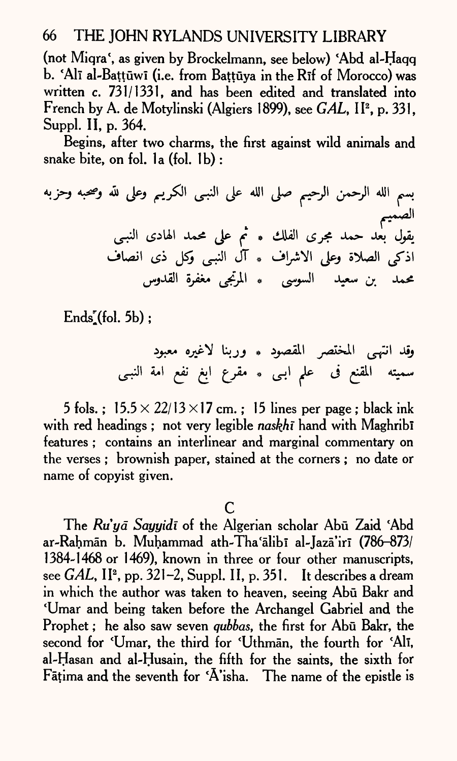(not Miqraʿ, as given by Brockelmann, see below) ʿAbd al-Ḥaqq b. ʿAlī al-Baṭṭūwī (i.e. from Baṭṭūya in the Rīf of Morocco) was written c. 731/1331, and has been edited and translated into French by A. de Motylinski (Algiers 1899), see *GAL*, II[2], p. 331, Suppl. II, p. 364.

Begins, after two charms, the first against wild animals and snake bite, on fol. 1a (fol. 1b) :

بسم الله الرحمن الرحيم صلى الله على النبى الكريم وعلى لله وصحبه وحزبه الصميم

يقول بعد حمد مجرى الفلك * ثم على محمد الهادى النبى

اذكى الصلاة وعلى الاشراف * آل النبى وكل ذى انصاف

محمد بن سعيد السوسى * المرتجى مغفرة القدوس

Ends (fol. 5b) ;

وقد انتهى المختصر المقصود * وربنا لاغيره معبود

سميته المقنع فى علم ابى * مقرع ابغ نفع امة النبى

5 fols. ; 15.5 × 22/13 × 17 cm. ; 15 lines per page ; black ink with red headings ; not very legible *naskhī* hand with Maghribī features ; contains an interlinear and marginal commentary on the verses ; brownish paper, stained at the corners ; no date or name of copyist given.

C

The *Ruʾyā Sayyidī* of the Algerian scholar Abū Zaid ʿAbd ar-Raḥmān b. Muḥammad ath-Thaʿālibī al-Jazāʾirī (786–873/1384-1468 or 1469), known in three or four other manuscripts, see *GAL*, II[2], pp. 321–2, Suppl. II, p. 351. It describes a dream in which the author was taken to heaven, seeing Abū Bakr and ʿUmar and being taken before the Archangel Gabriel and the Prophet ; he also saw seven *qubbas*, the first for Abū Bakr, the second for ʿUmar, the third for ʿUthmān, the fourth for ʿAlī, al-Ḥasan and al-Ḥusain, the fifth for the saints, the sixth for Fāṭima and the seventh for ʿĀʾisha. The name of the epistle is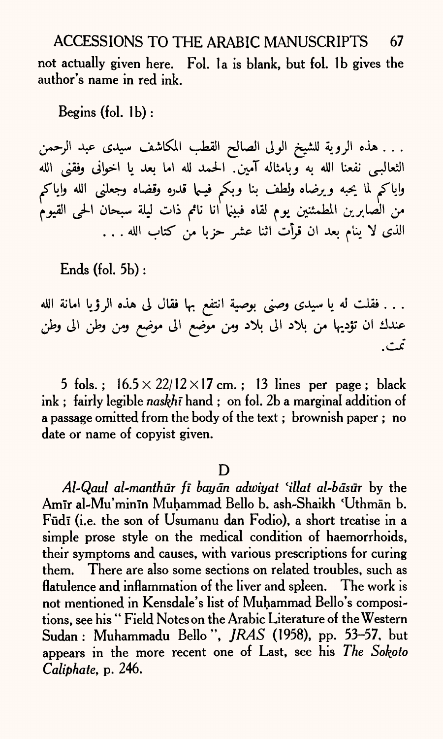not actually given here. Fol. 1a is blank, but fol. 1b gives the author's name in red ink.

Begins (fol. 1b):

. . . هذه الروية للشيخ الولى الصالح القطب المكاشف سيدى عبد الرحمن الثعالبى نفعنا الله به وبامثاله آمين. الحمد لله اما بعد يا اخوانى وفقنى الله واياكم لما يحبه ويرضاه ولطف بنا وبكم فيما قدره وقضاه وجعلنى الله واياكم من الصابرين المطمئنين يوم لقاه فبينما انا نائم ذات ليلة سبحان الحى القيوم الذى لا ينام بعد ان قرأت اثنا عشر حزبا من كتاب الله . . .

Ends (fol. 5b):

. . . فقلت له يا سيدى وصنى بوصية انتفع بها فقال لى هذه الرؤيا امانة الله عندك ان تؤديها من بلاد الى بلاد ومن موضع الى موضع ومن وطن الى وطن تمت.

5 fols.; 16.5 × 22/12 × 17 cm.; 13 lines per page; black ink; fairly legible *naskhī* hand; on fol. 2b a marginal addition of a passage omitted from the body of the text; brownish paper; no date or name of copyist given.

## D

*Al-Qaul al-manthūr fī bayān adwiyat ʿillat al-bāsūr* by the Amīr al-Mu'minīn Muḥammad Bello b. ash-Shaikh ʿUthmān b. Fūdī (i.e. the son of Usumanu dan Fodio), a short treatise in a simple prose style on the medical condition of haemorrhoids, their symptoms and causes, with various prescriptions for curing them. There are also some sections on related troubles, such as flatulence and inflammation of the liver and spleen. The work is not mentioned in Kensdale's list of Muḥammad Bello's compositions, see his "Field Notes on the Arabic Literature of the Western Sudan: Muhammadu Bello", *JRAS* (1958), pp. 53–57, but appears in the more recent one of Last, see his *The Sokoto Caliphate*, p. 246.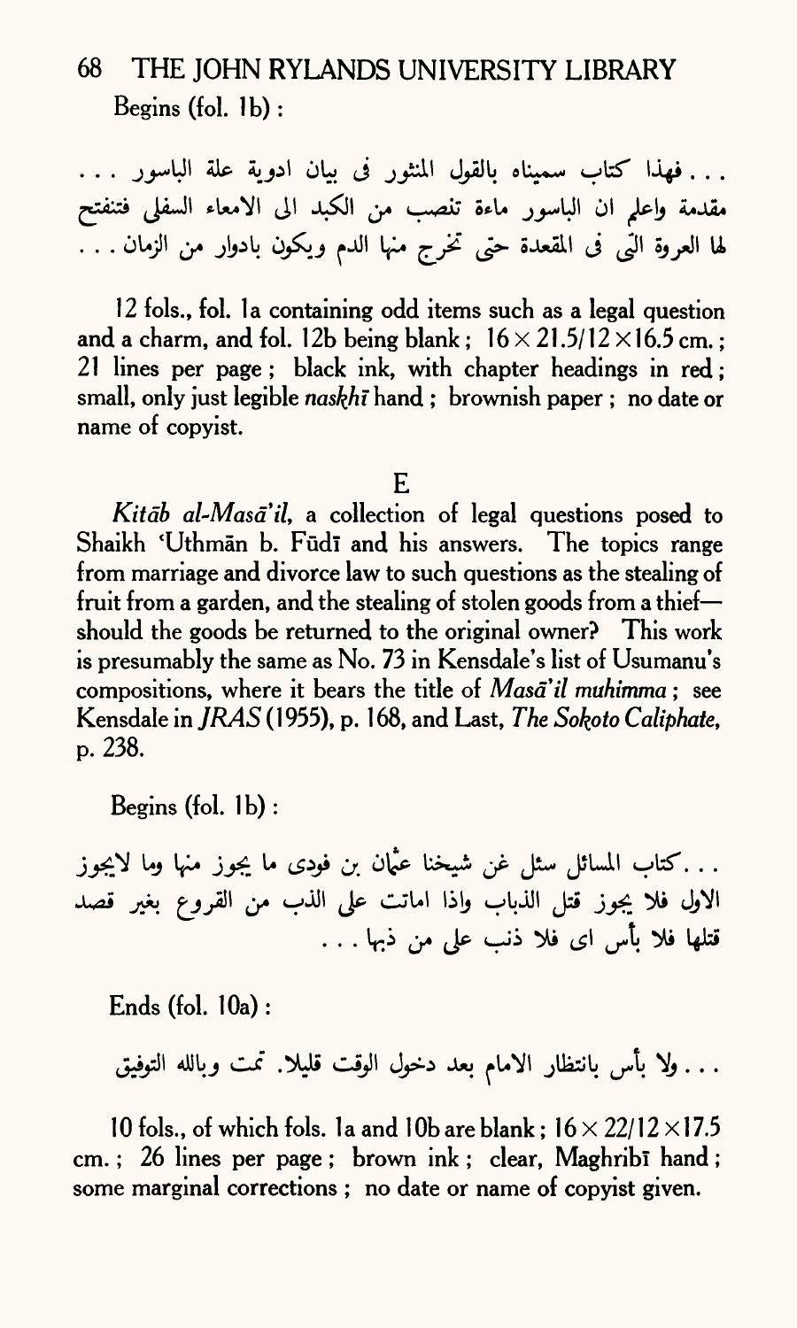Begins (fol. 1b):

. . . فهذا كتاب سميناه بالقول المنثور فى بيان ادوية علة الباسور . . .
مقدمة واعلم ان الباسور ماءة تنصب من الكبد الى الامعاء السفلى فتنفتح
لها العروة التى فى المقعدة حتى تخرج منها الدم ويكون بادوار من الزمان . . .

12 fols., fol. 1a containing odd items such as a legal question and a charm, and fol. 12b being blank; 16 × 21.5/12 × 16.5 cm.; 21 lines per page; black ink, with chapter headings in red; small, only just legible *naskhī* hand; brownish paper; no date or name of copyist.

E

*Kitāb al-Masā'il*, a collection of legal questions posed to Shaikh ʿUthmān b. Fūdī and his answers. The topics range from marriage and divorce law to such questions as the stealing of fruit from a garden, and the stealing of stolen goods from a thief—should the goods be returned to the original owner? This work is presumably the same as No. 73 in Kensdale's list of Usumanu's compositions, where it bears the title of *Masā'il muhimma*; see Kensdale in *JRAS* (1955), p. 168, and Last, *The Sokoto Caliphate*, p. 238.

Begins (fol. 1b):

. . . كتاب المسائل سئل غن شيخنا عثمان بن فودى ما يجوز منها وما لايجوز
الاول فلا يجوز قتل الذباب واذا اماتت على الذب من القروع بغير قصد
قتلها فلا بأس اى فلا ذنب على من ذبها . . .

Ends (fol. 10a):

. . . ولا بأس بانتظار الامام بعد دخول الوقت قليلا. تمت وبالله التوفيق

10 fols., of which fols. 1a and 10b are blank; 16 × 22/12 × 17.5 cm.; 26 lines per page; brown ink; clear, Maghribī hand; some marginal corrections; no date or name of copyist given.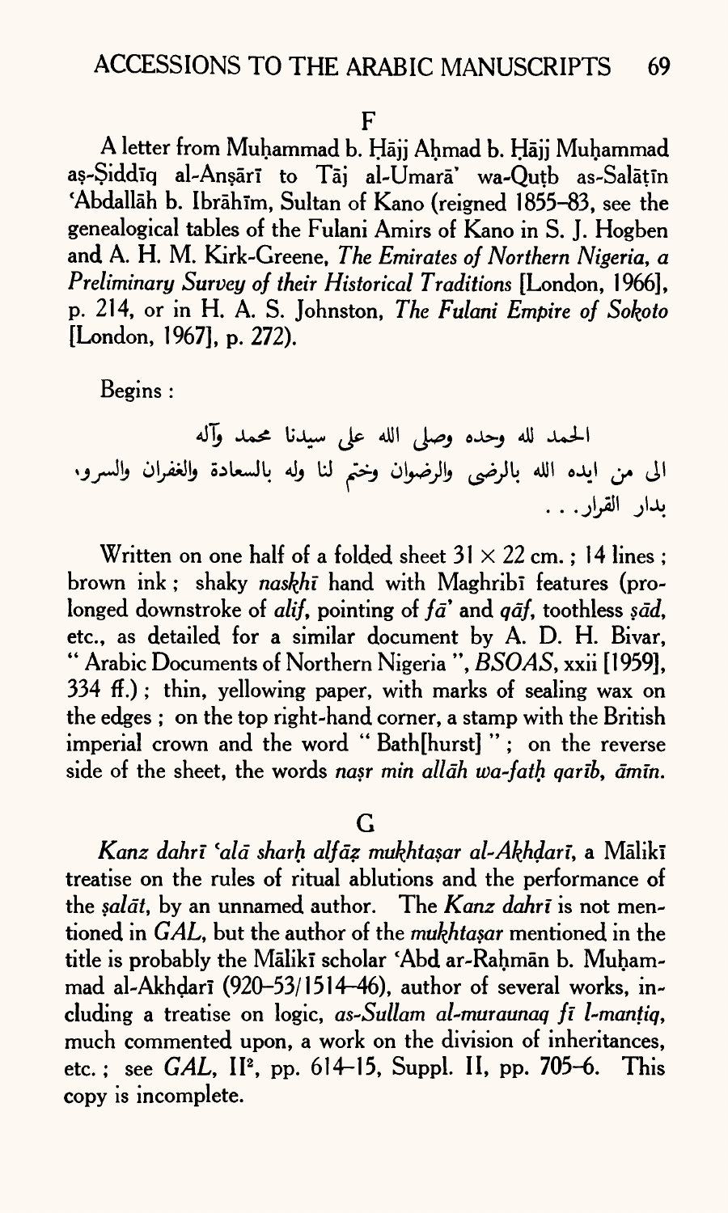F

A letter from Muḥammad b. Ḥājj Aḥmad b. Ḥājj Muḥammad aṣ-Ṣiddīq al-Anṣārī to Tāj al-Umarā' wa-Quṭb as-Salāṭīn 'Abdallāh b. Ibrāhīm, Sultan of Kano (reigned 1855–83, see the genealogical tables of the Fulani Amirs of Kano in S. J. Hogben and A. H. M. Kirk-Greene, *The Emirates of Northern Nigeria, a Preliminary Survey of their Historical Traditions* [London, 1966], p. 214, or in H. A. S. Johnston, *The Fulani Empire of Sokoto* [London, 1967], p. 272).

Begins :

الحمد لله وحده وصلى الله على سيدنا محمد وآله
الى من ايده الله بالرضى والرضوان وختم لنا وله بالسعادة والغفران والسرو،
بدار القرار. . .

Written on one half of a folded sheet 31 × 22 cm. ; 14 lines ; brown ink ; shaky *naskhī* hand with Maghribī features (prolonged downstroke of *alif*, pointing of *fā'* and *qāf*, toothless *ṣād*, etc., as detailed for a similar document by A. D. H. Bivar, " Arabic Documents of Northern Nigeria ", *BSOAS*, xxii [1959], 334 ff.) ; thin, yellowing paper, with marks of sealing wax on the edges ; on the top right-hand corner, a stamp with the British imperial crown and the word " Bath[hurst] " ; on the reverse side of the sheet, the words *naṣr min allāh wa-fatḥ qarīb, āmīn*.

G

*Kanz dahrī 'alā sharḥ alfāẓ mukhtaṣar al-Akhḍarī*, a Mālikī treatise on the rules of ritual ablutions and the performance of the *ṣalāt*, by an unnamed author. The *Kanz dahrī* is not mentioned in *GAL*, but the author of the *mukhtaṣar* mentioned in the title is probably the Mālikī scholar 'Abd ar-Raḥmān b. Muḥammad al-Akhḍarī (920–53/1514–46), author of several works, including a treatise on logic, *as-Sullam al-muraunaq fī l-manṭiq*, much commented upon, a work on the division of inheritances, etc. ; see *GAL*, II², pp. 614–15, Suppl. II, pp. 705–6. This copy is incomplete.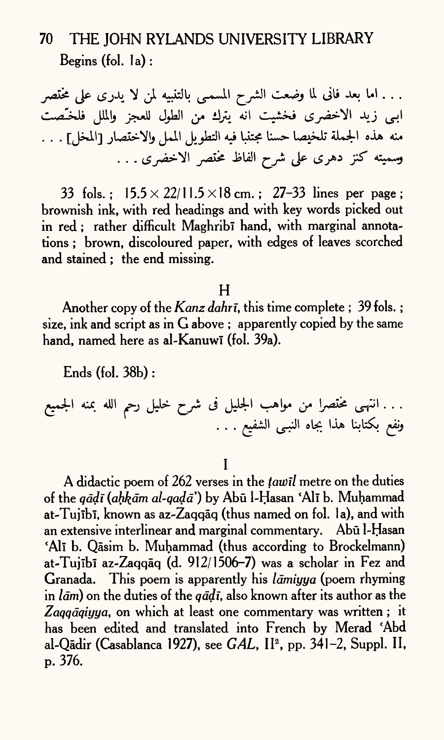Begins (fol. 1a):

. . . اما بعد فانى لما وضعت الشرح المسمى بالتنبيه لمن لا يدرى على مختصر ابى زيد الاخضرى فخشيت انه يترك من الطول للعجز والملل فلخّصت منه هذه الجملة تلخيصا حسنا مجتنبا فيه التطويل الممل والاختصار [المخل] . . . وسميته كنز دهرى على شرح الفاظ مختصر الاخضرى . . .

33 fols.; 15.5 × 22/11.5 × 18 cm.; 27–33 lines per page; brownish ink, with red headings and with key words picked out in red; rather difficult Maghribī hand, with marginal annotations; brown, discoloured paper, with edges of leaves scorched and stained; the end missing.

## H

Another copy of the *Kanz dahrī*, this time complete; 39 fols.; size, ink and script as in G above; apparently copied by the same hand, named here as al-Kanuwī (fol. 39a).

Ends (fol. 38b):

. . . انتهى مختصرا من مواهب الجليل فى شرح خليل رحم الله بمنه الجميع ونفع بكتابنا هذا بجاه النبى الشفيع . . .

## I

A didactic poem of 262 verses in the *ṭawīl* metre on the duties of the *qāḍī* (*aḥkām al-qaḍā'*) by Abū l-Ḥasan 'Alī b. Muḥammad at-Tujībī, known as az-Zaqqāq (thus named on fol. 1a), and with an extensive interlinear and marginal commentary. Abū l-Ḥasan 'Alī b. Qāsim b. Muḥammad (thus according to Brockelmann) at-Tujībī az-Zaqqāq (d. 912/1506–7) was a scholar in Fez and Granada. This poem is apparently his *lāmiyya* (poem rhyming in *lām*) on the duties of the *qāḍī*, also known after its author as the *Zaqqāqiyya*, on which at least one commentary was written; it has been edited and translated into French by Merad 'Abd al-Qādir (Casablanca 1927), see *GAL*, II², pp. 341–2, Suppl. II, p. 376.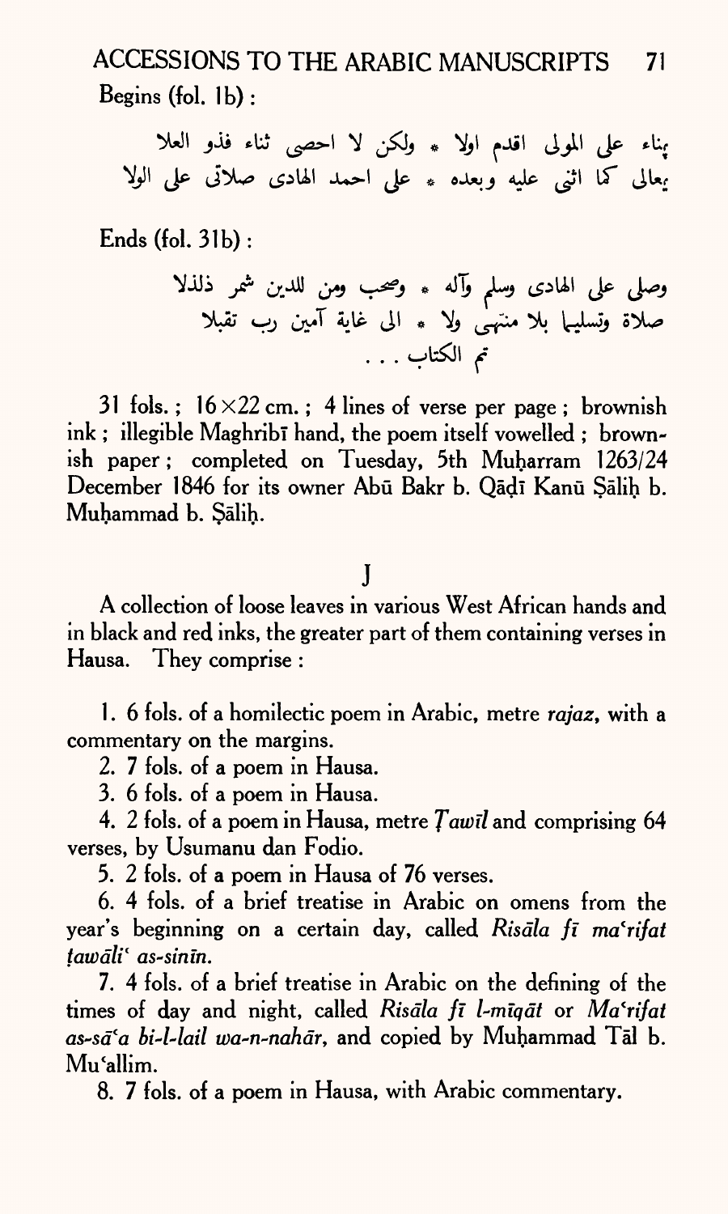Begins (fol. 1b):

بناء على المولى اقدم اولا * ولكن لا احصى ثناء فذو العلا
تعالى كما اثنى عليه وبعده * على احمد الهادى صلاتى على الولا

Ends (fol. 31b):

وصلى على الهادى وسلم وآله * وصحب ومن للدين شمر ذللا
صلاة وتسليما بلا منتهى ولا * الى غاية آمين رب تقبلا
تم الكتاب . . .

31 fols.; 16×22 cm.; 4 lines of verse per page; brownish ink; illegible Maghribī hand, the poem itself vowelled; brownish paper; completed on Tuesday, 5th Muḥarram 1263/24 December 1846 for its owner Abū Bakr b. Qāḍī Kanū Ṣāliḥ b. Muḥammad b. Ṣāliḥ.

## J

A collection of loose leaves in various West African hands and in black and red inks, the greater part of them containing verses in Hausa. They comprise:

1. 6 fols. of a homilectic poem in Arabic, metre *rajaz*, with a commentary on the margins.
2. 7 fols. of a poem in Hausa.
3. 6 fols. of a poem in Hausa.
4. 2 fols. of a poem in Hausa, metre *Ṭawīl* and comprising 64 verses, by Usumanu dan Fodio.
5. 2 fols. of a poem in Hausa of 76 verses.
6. 4 fols. of a brief treatise in Arabic on omens from the year's beginning on a certain day, called *Risāla fī maʿrifat ṭawāliʿ as-sinīn.*
7. 4 fols. of a brief treatise in Arabic on the defining of the times of day and night, called *Risāla fī l-mīqāt* or *Maʿrifat as-sāʿa bi-l-lail wa-n-nahār*, and copied by Muḥammad Tāl b. Muʿallim.
8. 7 fols. of a poem in Hausa, with Arabic commentary.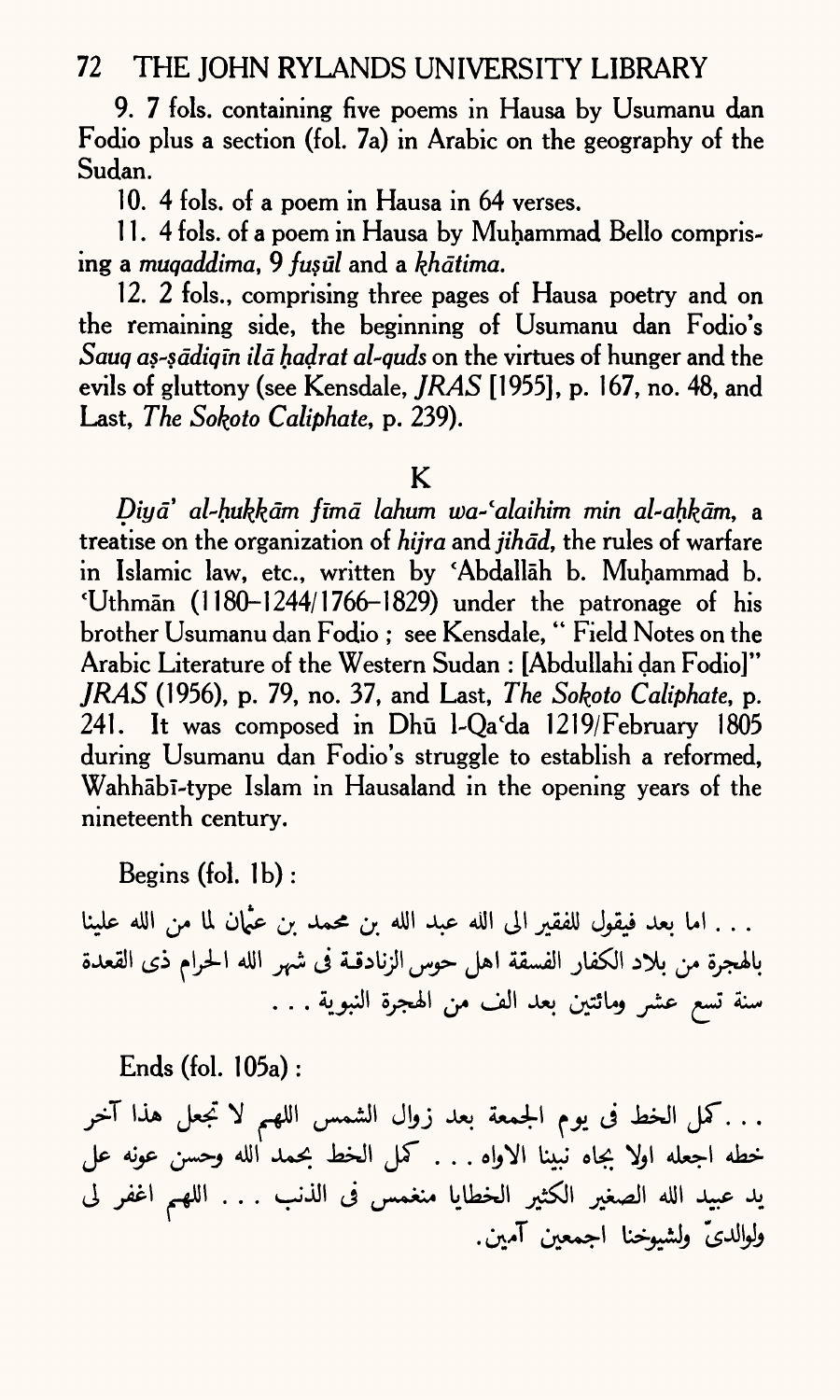9. 7 fols. containing five poems in Hausa by Usumanu dan Fodio plus a section (fol. 7a) in Arabic on the geography of the Sudan.

10. 4 fols. of a poem in Hausa in 64 verses.

11. 4 fols. of a poem in Hausa by Muḥammad Bello comprising a *muqaddima*, 9 *fuṣūl* and a *khātima*.

12. 2 fols., comprising three pages of Hausa poetry and on the remaining side, the beginning of Usumanu dan Fodio's *Sauq aṣ-ṣādiqīn ilā ḥaḍrat al-quds* on the virtues of hunger and the evils of gluttony (see Kensdale, *JRAS* [1955], p. 167, no. 48, and Last, *The Sokoto Caliphate*, p. 239).

## K

*Ḍiyā' al-ḥukkām fīmā lahum wa-ʿalaihim min al-aḥkām*, a treatise on the organization of *hijra* and *jihād*, the rules of warfare in Islamic law, etc., written by ʿAbdallāh b. Muḥammad b. ʿUthmān (1180–1244/1766–1829) under the patronage of his brother Usumanu dan Fodio; see Kensdale, "Field Notes on the Arabic Literature of the Western Sudan: [Abdullahi ḍan Fodio]" *JRAS* (1956), p. 79, no. 37, and Last, *The Sokoto Caliphate*, p. 241. It was composed in Dhū l-Qaʿda 1219/February 1805 during Usumanu dan Fodio's struggle to establish a reformed, Wahhābī-type Islam in Hausaland in the opening years of the nineteenth century.

Begins (fol. 1b):

... اما بعد فيقول للفقير الى الله عبد الله بن محمد بن عثمان لما من الله علينا بالهجرة من بلاد الكفار الفسقة اهل حوس الزنادقة فى شهر الله الحرام ذى القعدة سنة تسع عشر ومائتين بعد الف من الهجرة النبوية ...

Ends (fol. 105a):

... كمل الخط فى يوم الجمعة بعد زوال الشمس اللهم لا تجعل هذا آخر خطه اجعله اولا بجاه نبينا الاواه ... كمل الخط بحمد الله وحسن عونه على يد عبيد الله الصغير الكثير الخطايا منغمس فى الذنب ... اللهم اغفر لى ولوالديّ ولشيوخنا اجمعين آمين.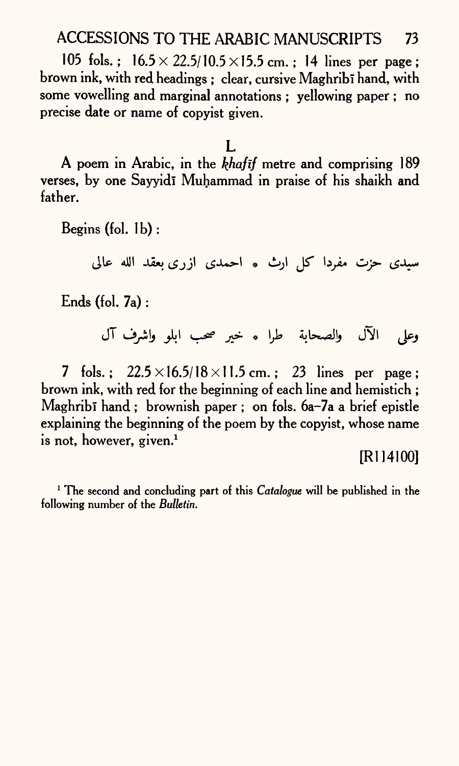105 fols.; 16.5 × 22.5/10.5 × 15.5 cm.; 14 lines per page; brown ink, with red headings; clear, cursive Maghribī hand, with some vowelling and marginal annotations; yellowing paper; no precise date or name of copyist given.

## L

A poem in Arabic, in the *khafīf* metre and comprising 189 verses, by one Sayyidī Muḥammad in praise of his shaikh and father.

Begins (fol. 1b):

سيدى حزت مفردا كل ارث * احمدى ازرى بعقد الله عالى

Ends (fol. 7a):

وعلى الآل والصحابة طرا * خير صحب ابلو واشرف آل

7 fols.; 22.5 × 16.5/18 × 11.5 cm.; 23 lines per page; brown ink, with red for the beginning of each line and hemistich; Maghribī hand; brownish paper; on fols. 6a–7a a brief epistle explaining the beginning of the poem by the copyist, whose name is not, however, given.[1]

[R114100]

[1] The second and concluding part of this *Catalogue* will be published in the following number of the *Bulletin*.